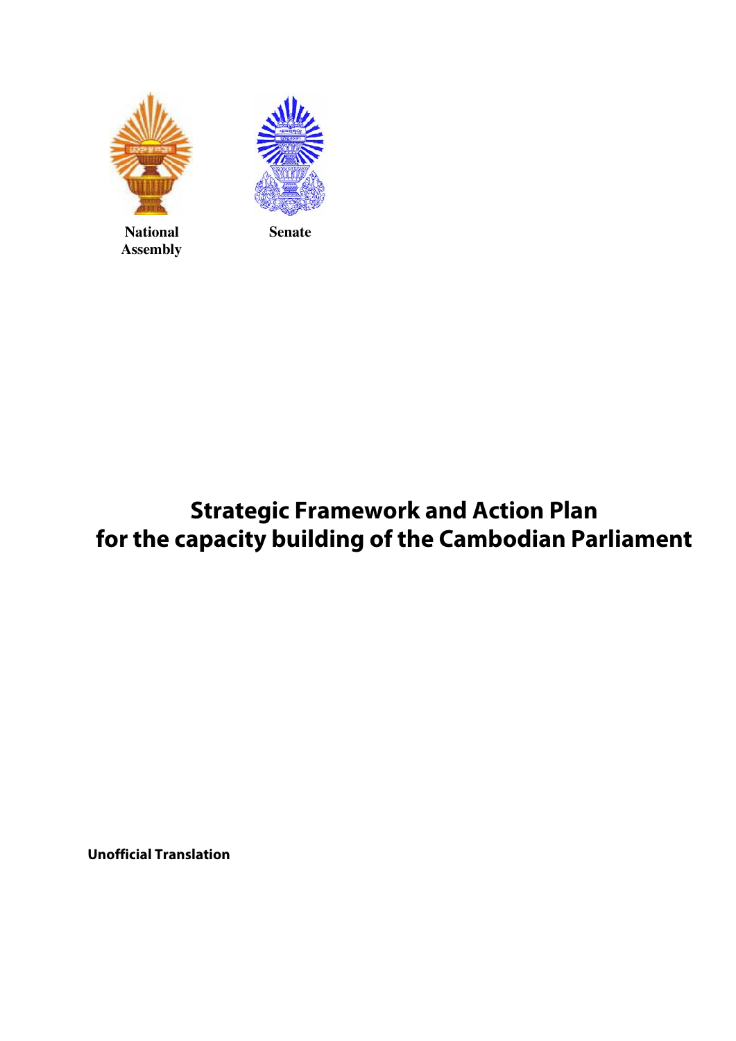National Assembly

Senate

# Strategic Framework and Action Plan for the capacity building of the Cambodian Parliament

**Unofficial Translation**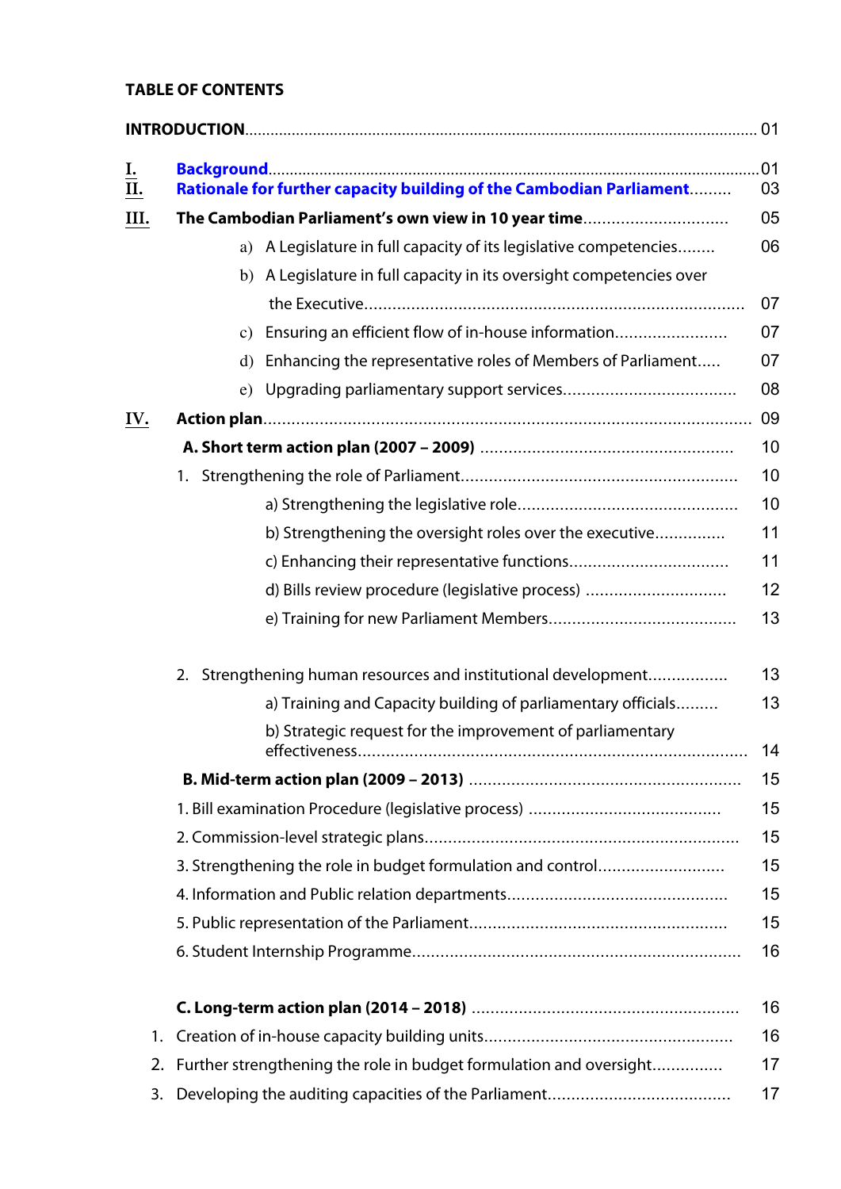**TABLE OF CONTENTS**

| | | |
|---|---|---|
| **INTRODUCTION** | | 01 |
| **I.** | **Background** | 01 |
| **II.** | **Rationale for further capacity building of the Cambodian Parliament** | 03 |
| **III.** | **The Cambodian Parliament's own view in 10 year time** | 05 |
| | a) A Legislature in full capacity of its legislative competencies | 06 |
| | b) A Legislature in full capacity in its oversight competencies over the Executive | 07 |
| | c) Ensuring an efficient flow of in-house information | 07 |
| | d) Enhancing the representative roles of Members of Parliament | 07 |
| | e) Upgrading parliamentary support services | 08 |
| **IV.** | **Action plan** | 09 |
| | **A. Short term action plan (2007 – 2009)** | 10 |
| | 1. Strengthening the role of Parliament | 10 |
| | a) Strengthening the legislative role | 10 |
| | b) Strengthening the oversight roles over the executive | 11 |
| | c) Enhancing their representative functions | 11 |
| | d) Bills review procedure (legislative process) | 12 |
| | e) Training for new Parliament Members | 13 |
| | 2. Strengthening human resources and institutional development | 13 |
| | a) Training and Capacity building of parliamentary officials | 13 |
| | b) Strategic request for the improvement of parliamentary effectiveness | 14 |
| | **B. Mid-term action plan (2009 – 2013)** | 15 |
| | 1. Bill examination Procedure (legislative process) | 15 |
| | 2. Commission-level strategic plans | 15 |
| | 3. Strengthening the role in budget formulation and control | 15 |
| | 4. Information and Public relation departments | 15 |
| | 5. Public representation of the Parliament | 15 |
| | 6. Student Internship Programme | 16 |
| | **C. Long-term action plan (2014 – 2018)** | 16 |
| | 1. Creation of in-house capacity building units | 16 |
| | 2. Further strengthening the role in budget formulation and oversight | 17 |
| | 3. Developing the auditing capacities of the Parliament | 17 |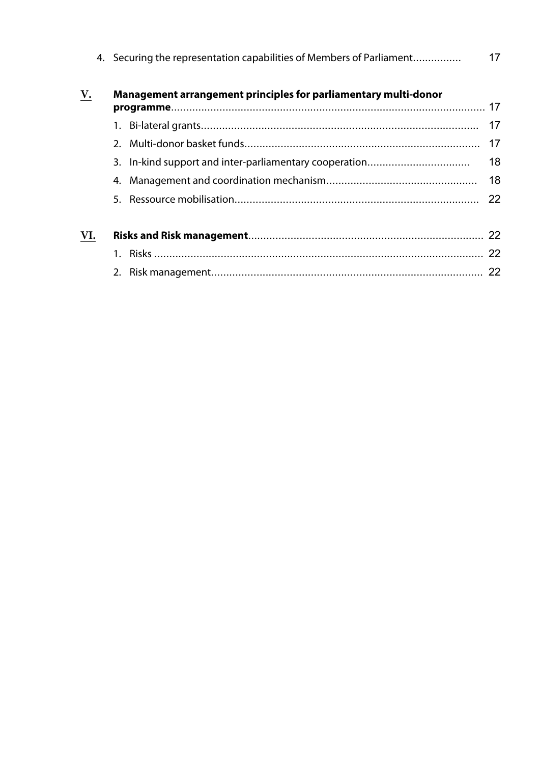4. Securing the representation capabilities of Members of Parliament................ 17

**V. Management arrangement principles for parliamentary multi-donor programme**........................................................................................................ 17

1. Bi-lateral grants............................................................................................ 17
2. Multi-donor basket funds.............................................................................. 17
3. In-kind support and inter-parliamentary cooperation.................................. 18
4. Management and coordination mechanism.................................................. 18
5. Ressource mobilisation................................................................................. 22

**VI. Risks and Risk management**............................................................................ 22

1. Risks ............................................................................................................. 22
2. Risk management.......................................................................................... 22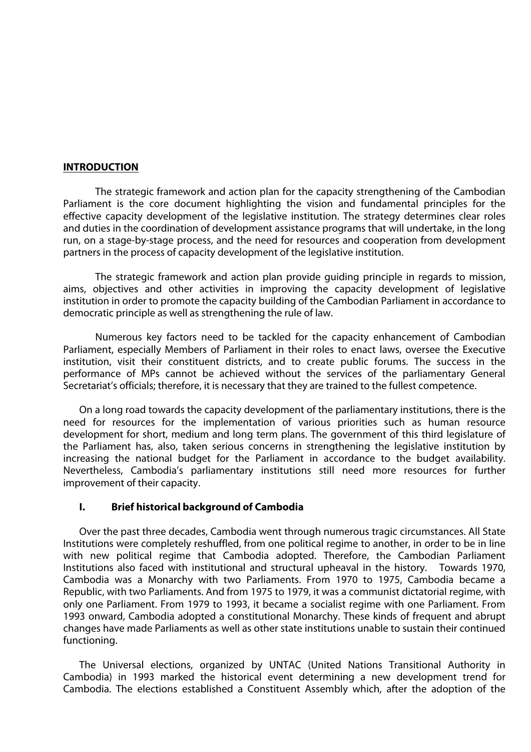## INTRODUCTION

The strategic framework and action plan for the capacity strengthening of the Cambodian Parliament is the core document highlighting the vision and fundamental principles for the effective capacity development of the legislative institution. The strategy determines clear roles and duties in the coordination of development assistance programs that will undertake, in the long run, on a stage-by-stage process, and the need for resources and cooperation from development partners in the process of capacity development of the legislative institution.

The strategic framework and action plan provide guiding principle in regards to mission, aims, objectives and other activities in improving the capacity development of legislative institution in order to promote the capacity building of the Cambodian Parliament in accordance to democratic principle as well as strengthening the rule of law.

Numerous key factors need to be tackled for the capacity enhancement of Cambodian Parliament, especially Members of Parliament in their roles to enact laws, oversee the Executive institution, visit their constituent districts, and to create public forums. The success in the performance of MPs cannot be achieved without the services of the parliamentary General Secretariat's officials; therefore, it is necessary that they are trained to the fullest competence.

On a long road towards the capacity development of the parliamentary institutions, there is the need for resources for the implementation of various priorities such as human resource development for short, medium and long term plans. The government of this third legislature of the Parliament has, also, taken serious concerns in strengthening the legislative institution by increasing the national budget for the Parliament in accordance to the budget availability. Nevertheless, Cambodia's parliamentary institutions still need more resources for further improvement of their capacity.

### I. Brief historical background of Cambodia

Over the past three decades, Cambodia went through numerous tragic circumstances. All State Institutions were completely reshuffled, from one political regime to another, in order to be in line with new political regime that Cambodia adopted. Therefore, the Cambodian Parliament Institutions also faced with institutional and structural upheaval in the history. Towards 1970, Cambodia was a Monarchy with two Parliaments. From 1970 to 1975, Cambodia became a Republic, with two Parliaments. And from 1975 to 1979, it was a communist dictatorial regime, with only one Parliament. From 1979 to 1993, it became a socialist regime with one Parliament. From 1993 onward, Cambodia adopted a constitutional Monarchy. These kinds of frequent and abrupt changes have made Parliaments as well as other state institutions unable to sustain their continued functioning.

The Universal elections, organized by UNTAC (United Nations Transitional Authority in Cambodia) in 1993 marked the historical event determining a new development trend for Cambodia. The elections established a Constituent Assembly which, after the adoption of the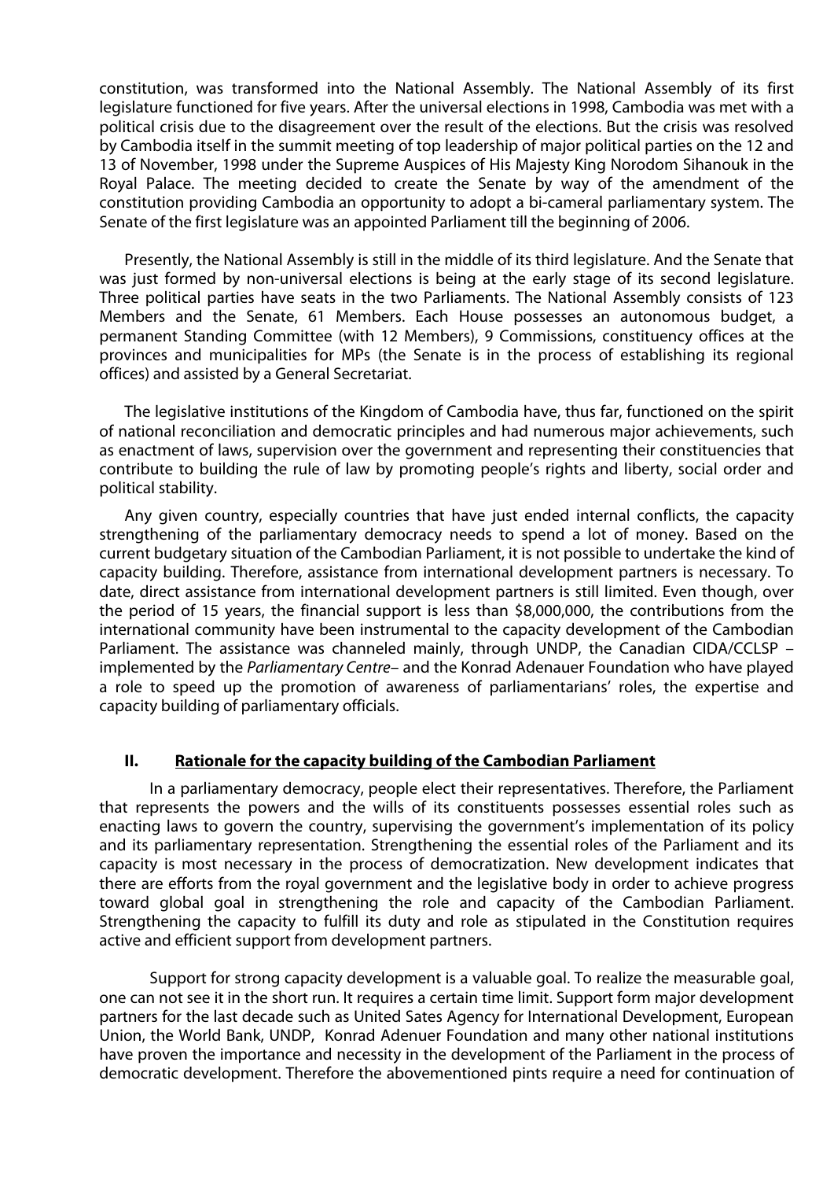constitution, was transformed into the National Assembly. The National Assembly of its first legislature functioned for five years. After the universal elections in 1998, Cambodia was met with a political crisis due to the disagreement over the result of the elections. But the crisis was resolved by Cambodia itself in the summit meeting of top leadership of major political parties on the 12 and 13 of November, 1998 under the Supreme Auspices of His Majesty King Norodom Sihanouk in the Royal Palace. The meeting decided to create the Senate by way of the amendment of the constitution providing Cambodia an opportunity to adopt a bi-cameral parliamentary system. The Senate of the first legislature was an appointed Parliament till the beginning of 2006.

Presently, the National Assembly is still in the middle of its third legislature. And the Senate that was just formed by non-universal elections is being at the early stage of its second legislature. Three political parties have seats in the two Parliaments. The National Assembly consists of 123 Members and the Senate, 61 Members. Each House possesses an autonomous budget, a permanent Standing Committee (with 12 Members), 9 Commissions, constituency offices at the provinces and municipalities for MPs (the Senate is in the process of establishing its regional offices) and assisted by a General Secretariat.

The legislative institutions of the Kingdom of Cambodia have, thus far, functioned on the spirit of national reconciliation and democratic principles and had numerous major achievements, such as enactment of laws, supervision over the government and representing their constituencies that contribute to building the rule of law by promoting people's rights and liberty, social order and political stability.

Any given country, especially countries that have just ended internal conflicts, the capacity strengthening of the parliamentary democracy needs to spend a lot of money. Based on the current budgetary situation of the Cambodian Parliament, it is not possible to undertake the kind of capacity building. Therefore, assistance from international development partners is necessary. To date, direct assistance from international development partners is still limited. Even though, over the period of 15 years, the financial support is less than $8,000,000, the contributions from the international community have been instrumental to the capacity development of the Cambodian Parliament. The assistance was channeled mainly, through UNDP, the Canadian CIDA/CCLSP – implemented by the *Parliamentary Centre*– and the Konrad Adenauer Foundation who have played a role to speed up the promotion of awareness of parliamentarians' roles, the expertise and capacity building of parliamentary officials.

## II. Rationale for the capacity building of the Cambodian Parliament

In a parliamentary democracy, people elect their representatives. Therefore, the Parliament that represents the powers and the wills of its constituents possesses essential roles such as enacting laws to govern the country, supervising the government's implementation of its policy and its parliamentary representation. Strengthening the essential roles of the Parliament and its capacity is most necessary in the process of democratization. New development indicates that there are efforts from the royal government and the legislative body in order to achieve progress toward global goal in strengthening the role and capacity of the Cambodian Parliament. Strengthening the capacity to fulfill its duty and role as stipulated in the Constitution requires active and efficient support from development partners.

Support for strong capacity development is a valuable goal. To realize the measurable goal, one can not see it in the short run. It requires a certain time limit. Support form major development partners for the last decade such as United Sates Agency for International Development, European Union, the World Bank, UNDP, Konrad Adenuer Foundation and many other national institutions have proven the importance and necessity in the development of the Parliament in the process of democratic development. Therefore the abovementioned pints require a need for continuation of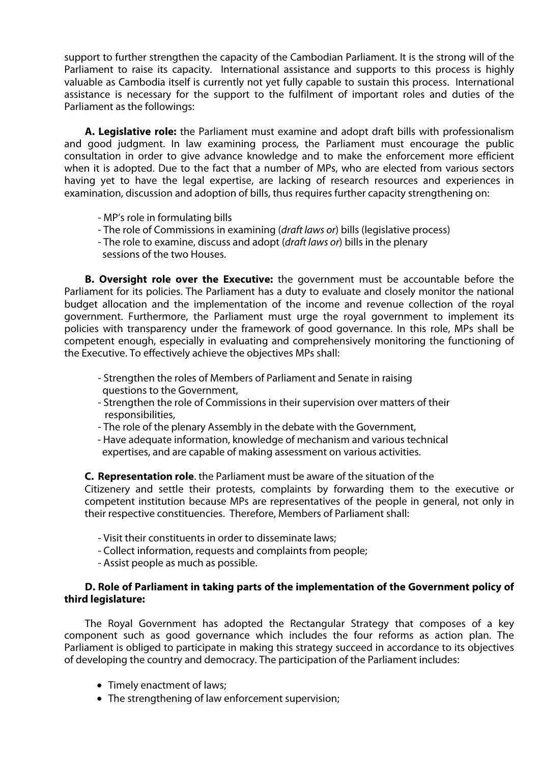support to further strengthen the capacity of the Cambodian Parliament. It is the strong will of the Parliament to raise its capacity. International assistance and supports to this process is highly valuable as Cambodia itself is currently not yet fully capable to sustain this process. International assistance is necessary for the support to the fulfilment of important roles and duties of the Parliament as the followings:

**A. Legislative role:** the Parliament must examine and adopt draft bills with professionalism and good judgment. In law examining process, the Parliament must encourage the public consultation in order to give advance knowledge and to make the enforcement more efficient when it is adopted. Due to the fact that a number of MPs, who are elected from various sectors having yet to have the legal expertise, are lacking of research resources and experiences in examination, discussion and adoption of bills, thus requires further capacity strengthening on:

- MP's role in formulating bills
- The role of Commissions in examining (*draft laws or*) bills (legislative process)
- The role to examine, discuss and adopt (*draft laws or*) bills in the plenary sessions of the two Houses.

**B. Oversight role over the Executive:** the government must be accountable before the Parliament for its policies. The Parliament has a duty to evaluate and closely monitor the national budget allocation and the implementation of the income and revenue collection of the royal government. Furthermore, the Parliament must urge the royal government to implement its policies with transparency under the framework of good governance. In this role, MPs shall be competent enough, especially in evaluating and comprehensively monitoring the functioning of the Executive. To effectively achieve the objectives MPs shall:

- Strengthen the roles of Members of Parliament and Senate in raising questions to the Government,
- Strengthen the role of Commissions in their supervision over matters of their responsibilities,
- The role of the plenary Assembly in the debate with the Government,
- Have adequate information, knowledge of mechanism and various technical expertises, and are capable of making assessment on various activities.

**C. Representation role**. the Parliament must be aware of the situation of the Citizenery and settle their protests, complaints by forwarding them to the executive or competent institution because MPs are representatives of the people in general, not only in their respective constituencies. Therefore, Members of Parliament shall:

- Visit their constituents in order to disseminate laws;
- Collect information, requests and complaints from people;
- Assist people as much as possible.

**D. Role of Parliament in taking parts of the implementation of the Government policy of third legislature:**

The Royal Government has adopted the Rectangular Strategy that composes of a key component such as good governance which includes the four reforms as action plan. The Parliament is obliged to participate in making this strategy succeed in accordance to its objectives of developing the country and democracy. The participation of the Parliament includes:

- Timely enactment of laws;
- The strengthening of law enforcement supervision;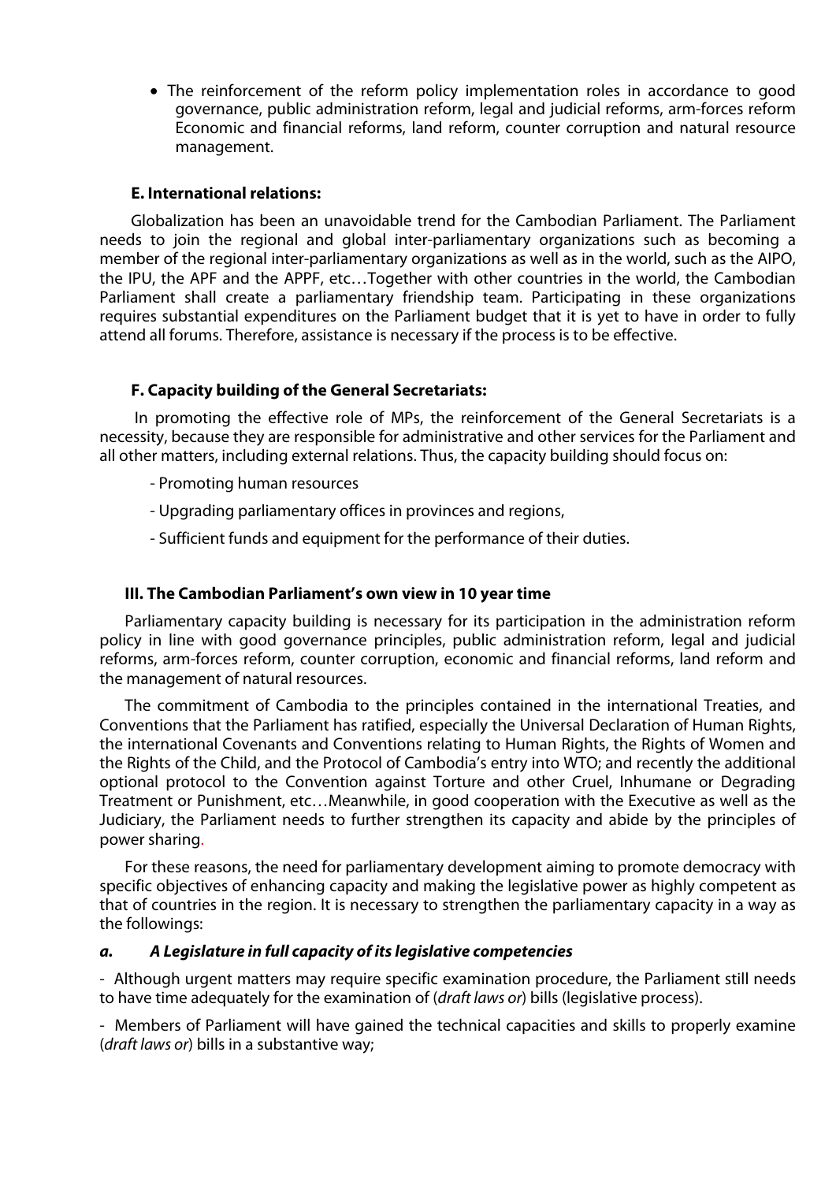- The reinforcement of the reform policy implementation roles in accordance to good governance, public administration reform, legal and judicial reforms, arm-forces reform Economic and financial reforms, land reform, counter corruption and natural resource management.

### E. International relations:

Globalization has been an unavoidable trend for the Cambodian Parliament. The Parliament needs to join the regional and global inter-parliamentary organizations such as becoming a member of the regional inter-parliamentary organizations as well as in the world, such as the AIPO, the IPU, the APF and the APPF, etc…Together with other countries in the world, the Cambodian Parliament shall create a parliamentary friendship team. Participating in these organizations requires substantial expenditures on the Parliament budget that it is yet to have in order to fully attend all forums. Therefore, assistance is necessary if the process is to be effective.

### F. Capacity building of the General Secretariats:

In promoting the effective role of MPs, the reinforcement of the General Secretariats is a necessity, because they are responsible for administrative and other services for the Parliament and all other matters, including external relations. Thus, the capacity building should focus on:

- Promoting human resources
- Upgrading parliamentary offices in provinces and regions,
- Sufficient funds and equipment for the performance of their duties.

## III. The Cambodian Parliament's own view in 10 year time

Parliamentary capacity building is necessary for its participation in the administration reform policy in line with good governance principles, public administration reform, legal and judicial reforms, arm-forces reform, counter corruption, economic and financial reforms, land reform and the management of natural resources.

The commitment of Cambodia to the principles contained in the international Treaties, and Conventions that the Parliament has ratified, especially the Universal Declaration of Human Rights, the international Covenants and Conventions relating to Human Rights, the Rights of Women and the Rights of the Child, and the Protocol of Cambodia's entry into WTO; and recently the additional optional protocol to the Convention against Torture and other Cruel, Inhumane or Degrading Treatment or Punishment, etc…Meanwhile, in good cooperation with the Executive as well as the Judiciary, the Parliament needs to further strengthen its capacity and abide by the principles of power sharing.

For these reasons, the need for parliamentary development aiming to promote democracy with specific objectives of enhancing capacity and making the legislative power as highly competent as that of countries in the region. It is necessary to strengthen the parliamentary capacity in a way as the followings:

#### *a. A Legislature in full capacity of its legislative competencies*

- Although urgent matters may require specific examination procedure, the Parliament still needs to have time adequately for the examination of (*draft laws or*) bills (legislative process).

- Members of Parliament will have gained the technical capacities and skills to properly examine (*draft laws or*) bills in a substantive way;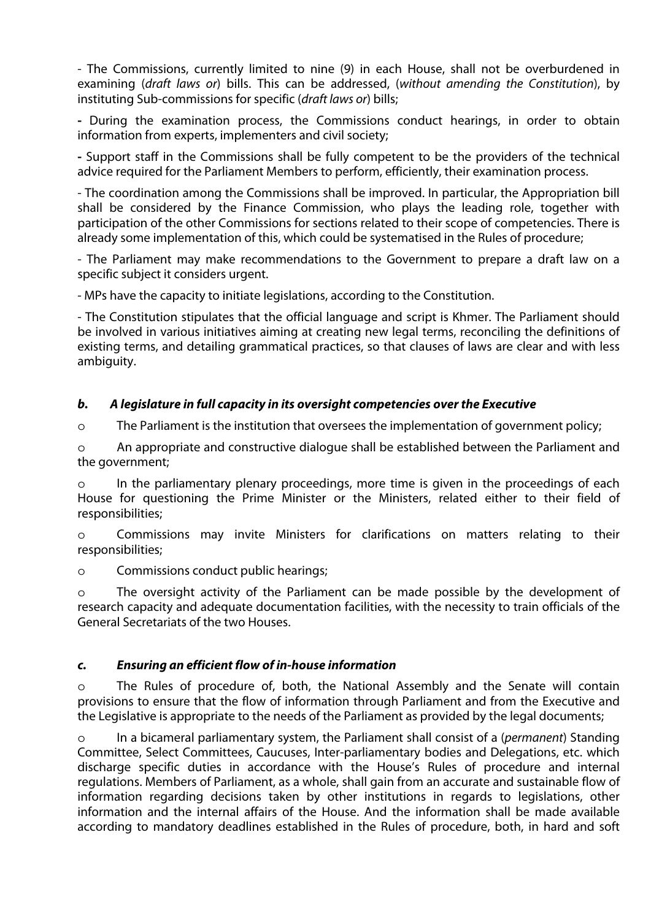- The Commissions, currently limited to nine (9) in each House, shall not be overburdened in examining (*draft laws or*) bills. This can be addressed, (*without amending the Constitution*), by instituting Sub-commissions for specific (*draft laws or*) bills;

- During the examination process, the Commissions conduct hearings, in order to obtain information from experts, implementers and civil society;

- Support staff in the Commissions shall be fully competent to be the providers of the technical advice required for the Parliament Members to perform, efficiently, their examination process.

- The coordination among the Commissions shall be improved. In particular, the Appropriation bill shall be considered by the Finance Commission, who plays the leading role, together with participation of the other Commissions for sections related to their scope of competencies. There is already some implementation of this, which could be systematised in the Rules of procedure;

- The Parliament may make recommendations to the Government to prepare a draft law on a specific subject it considers urgent.

- MPs have the capacity to initiate legislations, according to the Constitution.

- The Constitution stipulates that the official language and script is Khmer. The Parliament should be involved in various initiatives aiming at creating new legal terms, reconciling the definitions of existing terms, and detailing grammatical practices, so that clauses of laws are clear and with less ambiguity.

### *b. A legislature in full capacity in its oversight competencies over the Executive*

- The Parliament is the institution that oversees the implementation of government policy;
- An appropriate and constructive dialogue shall be established between the Parliament and the government;
- In the parliamentary plenary proceedings, more time is given in the proceedings of each House for questioning the Prime Minister or the Ministers, related either to their field of responsibilities;
- Commissions may invite Ministers for clarifications on matters relating to their responsibilities;
- Commissions conduct public hearings;
- The oversight activity of the Parliament can be made possible by the development of research capacity and adequate documentation facilities, with the necessity to train officials of the General Secretariats of the two Houses.

### *c. Ensuring an efficient flow of in-house information*

- The Rules of procedure of, both, the National Assembly and the Senate will contain provisions to ensure that the flow of information through Parliament and from the Executive and the Legislative is appropriate to the needs of the Parliament as provided by the legal documents;
- In a bicameral parliamentary system, the Parliament shall consist of a (*permanent*) Standing Committee, Select Committees, Caucuses, Inter-parliamentary bodies and Delegations, etc. which discharge specific duties in accordance with the House's Rules of procedure and internal regulations. Members of Parliament, as a whole, shall gain from an accurate and sustainable flow of information regarding decisions taken by other institutions in regards to legislations, other information and the internal affairs of the House. And the information shall be made available according to mandatory deadlines established in the Rules of procedure, both, in hard and soft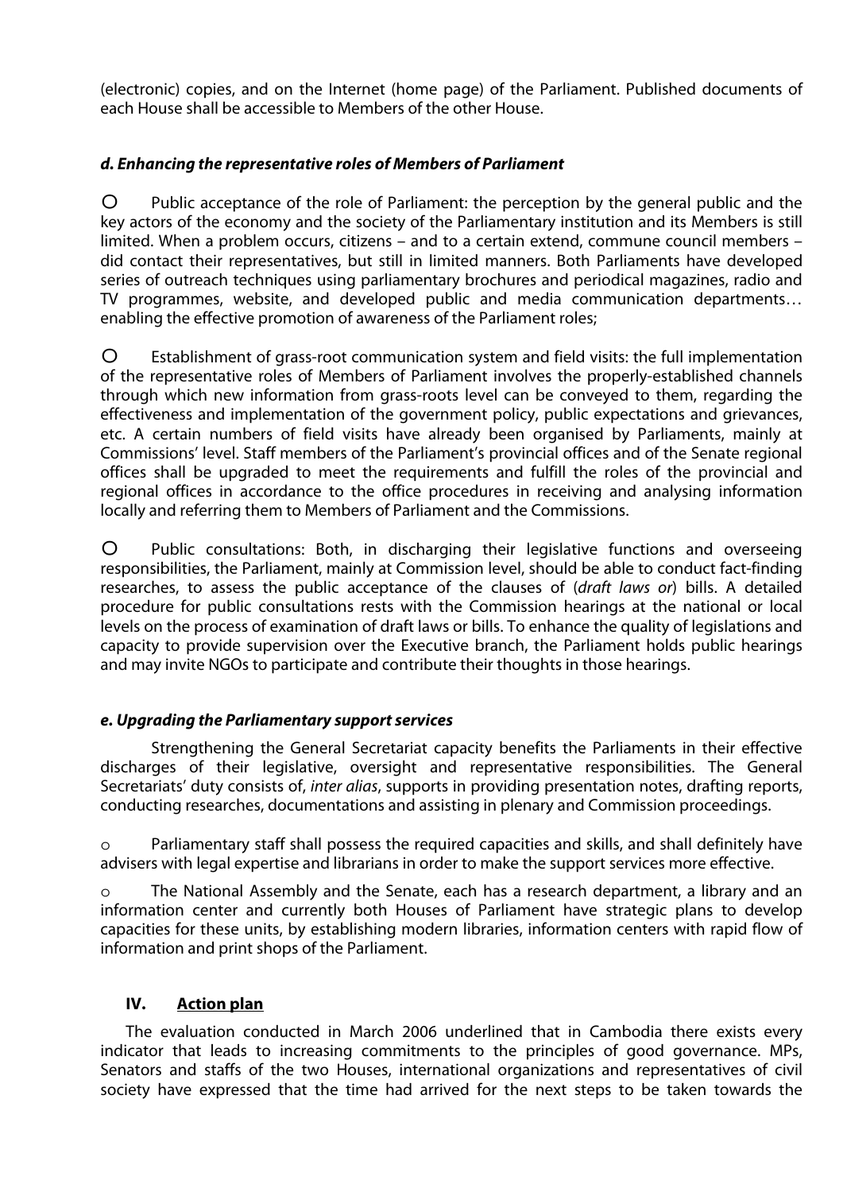(electronic) copies, and on the Internet (home page) of the Parliament. Published documents of each House shall be accessible to Members of the other House.

### *d. Enhancing the representative roles of Members of Parliament*

- Public acceptance of the role of Parliament: the perception by the general public and the key actors of the economy and the society of the Parliamentary institution and its Members is still limited. When a problem occurs, citizens – and to a certain extend, commune council members – did contact their representatives, but still in limited manners. Both Parliaments have developed series of outreach techniques using parliamentary brochures and periodical magazines, radio and TV programmes, website, and developed public and media communication departments… enabling the effective promotion of awareness of the Parliament roles;

- Establishment of grass-root communication system and field visits: the full implementation of the representative roles of Members of Parliament involves the properly-established channels through which new information from grass-roots level can be conveyed to them, regarding the effectiveness and implementation of the government policy, public expectations and grievances, etc. A certain numbers of field visits have already been organised by Parliaments, mainly at Commissions' level. Staff members of the Parliament's provincial offices and of the Senate regional offices shall be upgraded to meet the requirements and fulfill the roles of the provincial and regional offices in accordance to the office procedures in receiving and analysing information locally and referring them to Members of Parliament and the Commissions.

- Public consultations: Both, in discharging their legislative functions and overseeing responsibilities, the Parliament, mainly at Commission level, should be able to conduct fact-finding researches, to assess the public acceptance of the clauses of (*draft laws or*) bills. A detailed procedure for public consultations rests with the Commission hearings at the national or local levels on the process of examination of draft laws or bills. To enhance the quality of legislations and capacity to provide supervision over the Executive branch, the Parliament holds public hearings and may invite NGOs to participate and contribute their thoughts in those hearings.

### *e. Upgrading the Parliamentary support services*

Strengthening the General Secretariat capacity benefits the Parliaments in their effective discharges of their legislative, oversight and representative responsibilities. The General Secretariats' duty consists of, *inter alias*, supports in providing presentation notes, drafting reports, conducting researches, documentations and assisting in plenary and Commission proceedings.

- Parliamentary staff shall possess the required capacities and skills, and shall definitely have advisers with legal expertise and librarians in order to make the support services more effective.

- The National Assembly and the Senate, each has a research department, a library and an information center and currently both Houses of Parliament have strategic plans to develop capacities for these units, by establishing modern libraries, information centers with rapid flow of information and print shops of the Parliament.

## IV. Action plan

The evaluation conducted in March 2006 underlined that in Cambodia there exists every indicator that leads to increasing commitments to the principles of good governance. MPs, Senators and staffs of the two Houses, international organizations and representatives of civil society have expressed that the time had arrived for the next steps to be taken towards the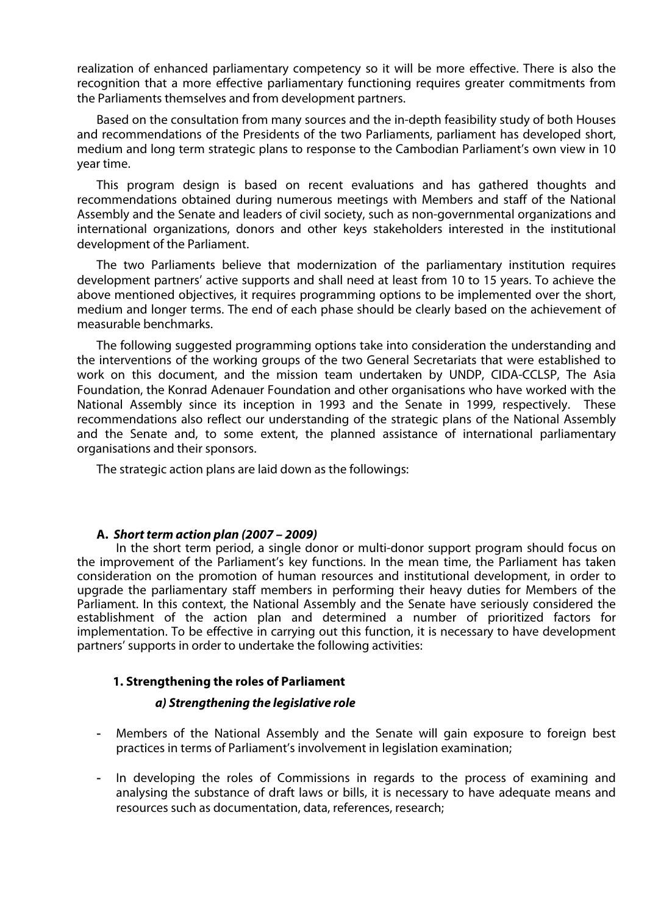realization of enhanced parliamentary competency so it will be more effective. There is also the recognition that a more effective parliamentary functioning requires greater commitments from the Parliaments themselves and from development partners.

Based on the consultation from many sources and the in-depth feasibility study of both Houses and recommendations of the Presidents of the two Parliaments, parliament has developed short, medium and long term strategic plans to response to the Cambodian Parliament's own view in 10 year time.

This program design is based on recent evaluations and has gathered thoughts and recommendations obtained during numerous meetings with Members and staff of the National Assembly and the Senate and leaders of civil society, such as non-governmental organizations and international organizations, donors and other keys stakeholders interested in the institutional development of the Parliament.

The two Parliaments believe that modernization of the parliamentary institution requires development partners' active supports and shall need at least from 10 to 15 years. To achieve the above mentioned objectives, it requires programming options to be implemented over the short, medium and longer terms. The end of each phase should be clearly based on the achievement of measurable benchmarks.

The following suggested programming options take into consideration the understanding and the interventions of the working groups of the two General Secretariats that were established to work on this document, and the mission team undertaken by UNDP, CIDA-CCLSP, The Asia Foundation, the Konrad Adenauer Foundation and other organisations who have worked with the National Assembly since its inception in 1993 and the Senate in 1999, respectively. These recommendations also reflect our understanding of the strategic plans of the National Assembly and the Senate and, to some extent, the planned assistance of international parliamentary organisations and their sponsors.

The strategic action plans are laid down as the followings:

### A. *Short term action plan (2007 – 2009)*

In the short term period, a single donor or multi-donor support program should focus on the improvement of the Parliament's key functions. In the mean time, the Parliament has taken consideration on the promotion of human resources and institutional development, in order to upgrade the parliamentary staff members in performing their heavy duties for Members of the Parliament. In this context, the National Assembly and the Senate have seriously considered the establishment of the action plan and determined a number of prioritized factors for implementation. To be effective in carrying out this function, it is necessary to have development partners' supports in order to undertake the following activities:

#### 1. Strengthening the roles of Parliament

##### *a) Strengthening the legislative role*

- Members of the National Assembly and the Senate will gain exposure to foreign best practices in terms of Parliament's involvement in legislation examination;
- In developing the roles of Commissions in regards to the process of examining and analysing the substance of draft laws or bills, it is necessary to have adequate means and resources such as documentation, data, references, research;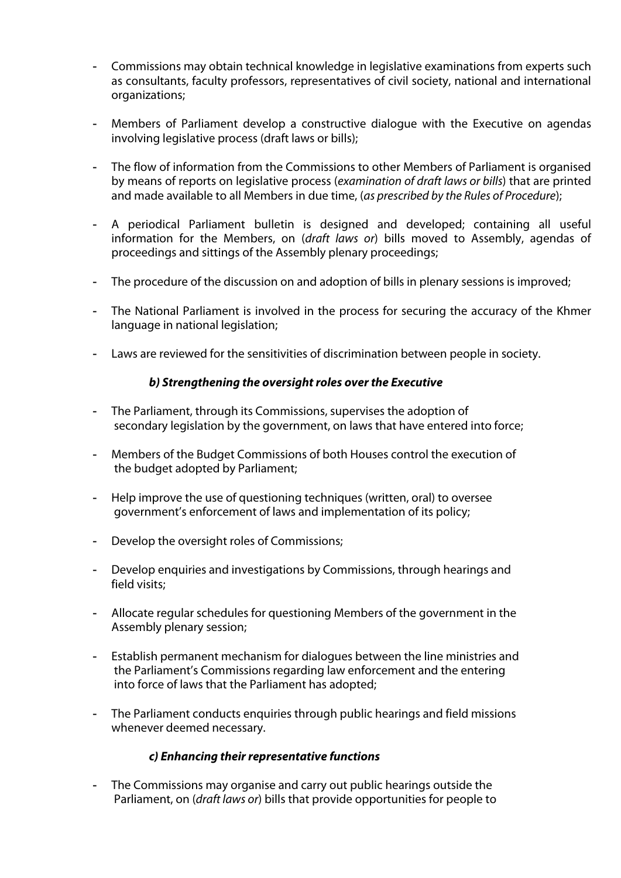- Commissions may obtain technical knowledge in legislative examinations from experts such as consultants, faculty professors, representatives of civil society, national and international organizations;

- Members of Parliament develop a constructive dialogue with the Executive on agendas involving legislative process (draft laws or bills);

- The flow of information from the Commissions to other Members of Parliament is organised by means of reports on legislative process (*examination of draft laws or bills*) that are printed and made available to all Members in due time, (*as prescribed by the Rules of Procedure*);

- A periodical Parliament bulletin is designed and developed; containing all useful information for the Members, on (*draft laws or*) bills moved to Assembly, agendas of proceedings and sittings of the Assembly plenary proceedings;

- The procedure of the discussion on and adoption of bills in plenary sessions is improved;

- The National Parliament is involved in the process for securing the accuracy of the Khmer language in national legislation;

- Laws are reviewed for the sensitivities of discrimination between people in society.

***b) Strengthening the oversight roles over the Executive***

- The Parliament, through its Commissions, supervises the adoption of secondary legislation by the government, on laws that have entered into force;

- Members of the Budget Commissions of both Houses control the execution of the budget adopted by Parliament;

- Help improve the use of questioning techniques (written, oral) to oversee government's enforcement of laws and implementation of its policy;

- Develop the oversight roles of Commissions;

- Develop enquiries and investigations by Commissions, through hearings and field visits;

- Allocate regular schedules for questioning Members of the government in the Assembly plenary session;

- Establish permanent mechanism for dialogues between the line ministries and the Parliament's Commissions regarding law enforcement and the entering into force of laws that the Parliament has adopted;

- The Parliament conducts enquiries through public hearings and field missions whenever deemed necessary.

***c) Enhancing their representative functions***

- The Commissions may organise and carry out public hearings outside the Parliament, on (*draft laws or*) bills that provide opportunities for people to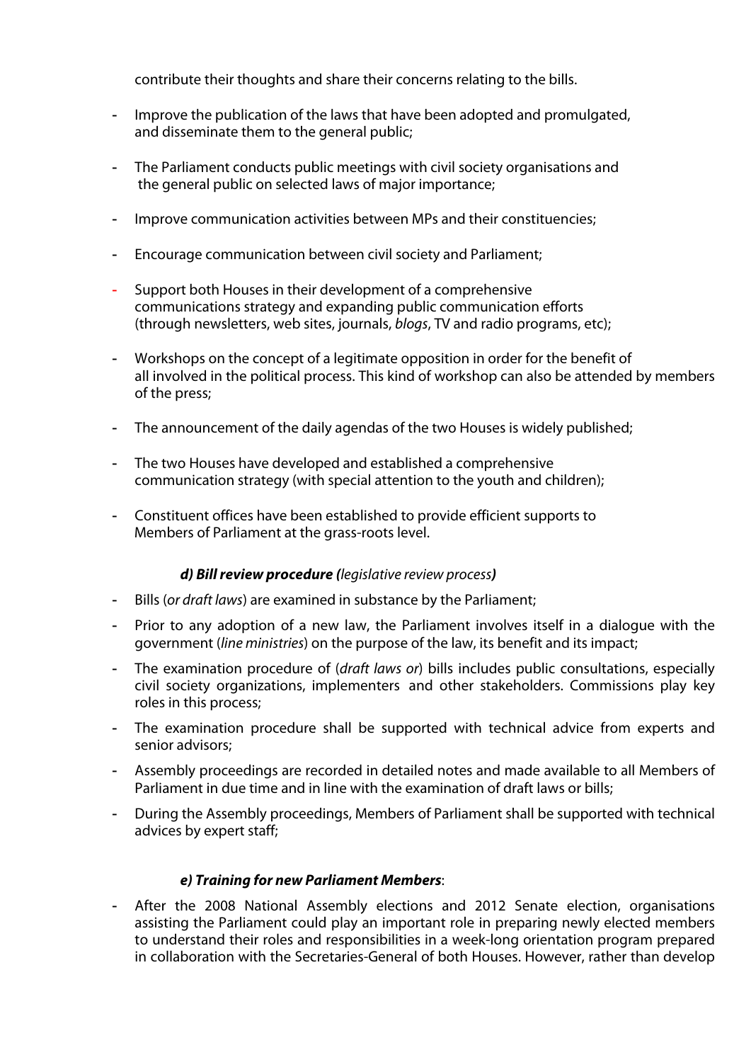contribute their thoughts and share their concerns relating to the bills.

- Improve the publication of the laws that have been adopted and promulgated, and disseminate them to the general public;
- The Parliament conducts public meetings with civil society organisations and the general public on selected laws of major importance;
- Improve communication activities between MPs and their constituencies;
- Encourage communication between civil society and Parliament;
- Support both Houses in their development of a comprehensive communications strategy and expanding public communication efforts (through newsletters, web sites, journals, *blogs*, TV and radio programs, etc);
- Workshops on the concept of a legitimate opposition in order for the benefit of all involved in the political process. This kind of workshop can also be attended by members of the press;
- The announcement of the daily agendas of the two Houses is widely published;
- The two Houses have developed and established a comprehensive communication strategy (with special attention to the youth and children);
- Constituent offices have been established to provide efficient supports to Members of Parliament at the grass-roots level.

***d) Bill review procedure (****legislative review process****)***

- Bills (*or draft laws*) are examined in substance by the Parliament;
- Prior to any adoption of a new law, the Parliament involves itself in a dialogue with the government (*line ministries*) on the purpose of the law, its benefit and its impact;
- The examination procedure of (*draft laws or*) bills includes public consultations, especially civil society organizations, implementers and other stakeholders. Commissions play key roles in this process;
- The examination procedure shall be supported with technical advice from experts and senior advisors;
- Assembly proceedings are recorded in detailed notes and made available to all Members of Parliament in due time and in line with the examination of draft laws or bills;
- During the Assembly proceedings, Members of Parliament shall be supported with technical advices by expert staff;

***e) Training for new Parliament Members***:

- After the 2008 National Assembly elections and 2012 Senate election, organisations assisting the Parliament could play an important role in preparing newly elected members to understand their roles and responsibilities in a week-long orientation program prepared in collaboration with the Secretaries-General of both Houses. However, rather than develop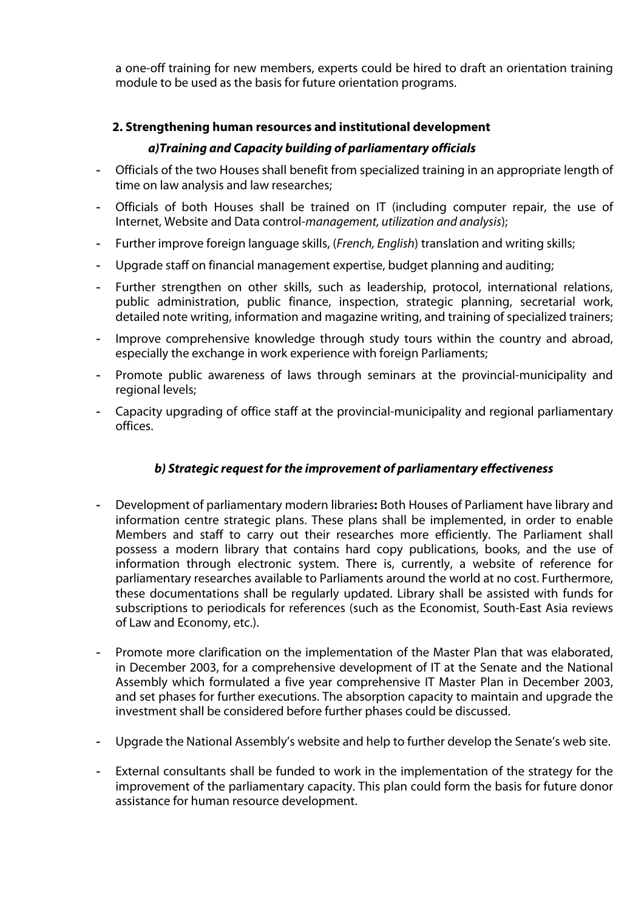a one-off training for new members, experts could be hired to draft an orientation training module to be used as the basis for future orientation programs.

### 2. Strengthening human resources and institutional development

#### *a)Training and Capacity building of parliamentary officials*

- Officials of the two Houses shall benefit from specialized training in an appropriate length of time on law analysis and law researches;
- Officials of both Houses shall be trained on IT (including computer repair, the use of Internet, Website and Data control-*management, utilization and analysis*);
- Further improve foreign language skills, (*French, English*) translation and writing skills;
- Upgrade staff on financial management expertise, budget planning and auditing;
- Further strengthen on other skills, such as leadership, protocol, international relations, public administration, public finance, inspection, strategic planning, secretarial work, detailed note writing, information and magazine writing, and training of specialized trainers;
- Improve comprehensive knowledge through study tours within the country and abroad, especially the exchange in work experience with foreign Parliaments;
- Promote public awareness of laws through seminars at the provincial-municipality and regional levels;
- Capacity upgrading of office staff at the provincial-municipality and regional parliamentary offices.

#### *b) Strategic request for the improvement of parliamentary effectiveness*

- Development of parliamentary modern libraries**:** Both Houses of Parliament have library and information centre strategic plans. These plans shall be implemented, in order to enable Members and staff to carry out their researches more efficiently. The Parliament shall possess a modern library that contains hard copy publications, books, and the use of information through electronic system. There is, currently, a website of reference for parliamentary researches available to Parliaments around the world at no cost. Furthermore, these documentations shall be regularly updated. Library shall be assisted with funds for subscriptions to periodicals for references (such as the Economist, South-East Asia reviews of Law and Economy, etc.).
- Promote more clarification on the implementation of the Master Plan that was elaborated, in December 2003, for a comprehensive development of IT at the Senate and the National Assembly which formulated a five year comprehensive IT Master Plan in December 2003, and set phases for further executions. The absorption capacity to maintain and upgrade the investment shall be considered before further phases could be discussed.
- Upgrade the National Assembly's website and help to further develop the Senate's web site.
- External consultants shall be funded to work in the implementation of the strategy for the improvement of the parliamentary capacity. This plan could form the basis for future donor assistance for human resource development.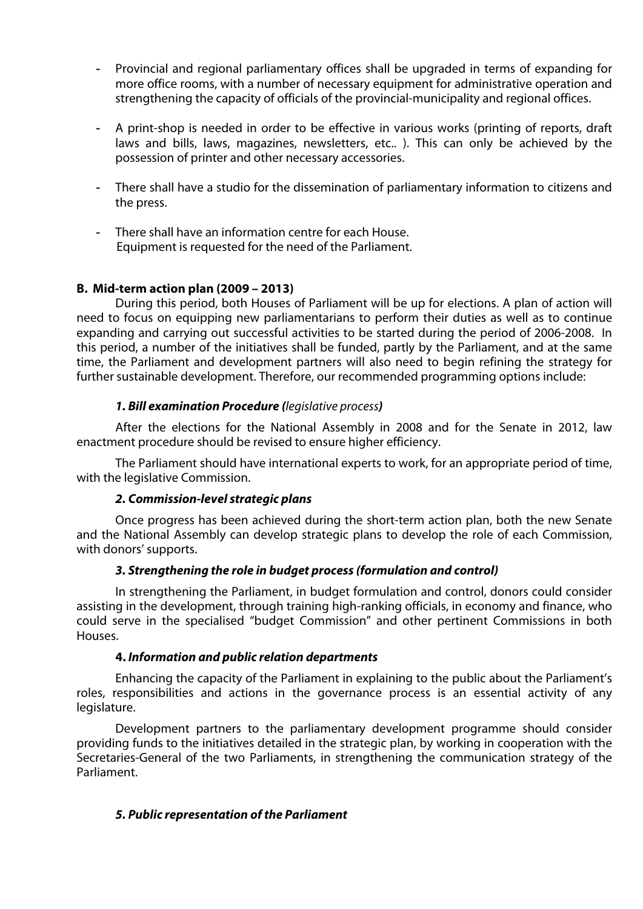- Provincial and regional parliamentary offices shall be upgraded in terms of expanding for more office rooms, with a number of necessary equipment for administrative operation and strengthening the capacity of officials of the provincial-municipality and regional offices.

- A print-shop is needed in order to be effective in various works (printing of reports, draft laws and bills, laws, magazines, newsletters, etc.. ). This can only be achieved by the possession of printer and other necessary accessories.

- There shall have a studio for the dissemination of parliamentary information to citizens and the press.

- There shall have an information centre for each House.
  Equipment is requested for the need of the Parliament.

**B. Mid-term action plan (2009 – 2013)**

During this period, both Houses of Parliament will be up for elections. A plan of action will need to focus on equipping new parliamentarians to perform their duties as well as to continue expanding and carrying out successful activities to be started during the period of 2006-2008. In this period, a number of the initiatives shall be funded, partly by the Parliament, and at the same time, the Parliament and development partners will also need to begin refining the strategy for further sustainable development. Therefore, our recommended programming options include:

***1. Bill examination Procedure (****legislative process****)***

After the elections for the National Assembly in 2008 and for the Senate in 2012, law enactment procedure should be revised to ensure higher efficiency.

The Parliament should have international experts to work, for an appropriate period of time, with the legislative Commission.

***2. Commission-level strategic plans***

Once progress has been achieved during the short-term action plan, both the new Senate and the National Assembly can develop strategic plans to develop the role of each Commission, with donors' supports.

***3. Strengthening the role in budget process (formulation and control)***

In strengthening the Parliament, in budget formulation and control, donors could consider assisting in the development, through training high-ranking officials, in economy and finance, who could serve in the specialised "budget Commission" and other pertinent Commissions in both Houses.

**4. *Information and public relation departments***

Enhancing the capacity of the Parliament in explaining to the public about the Parliament's roles, responsibilities and actions in the governance process is an essential activity of any legislature.

Development partners to the parliamentary development programme should consider providing funds to the initiatives detailed in the strategic plan, by working in cooperation with the Secretaries-General of the two Parliaments, in strengthening the communication strategy of the Parliament.

***5. Public representation of the Parliament***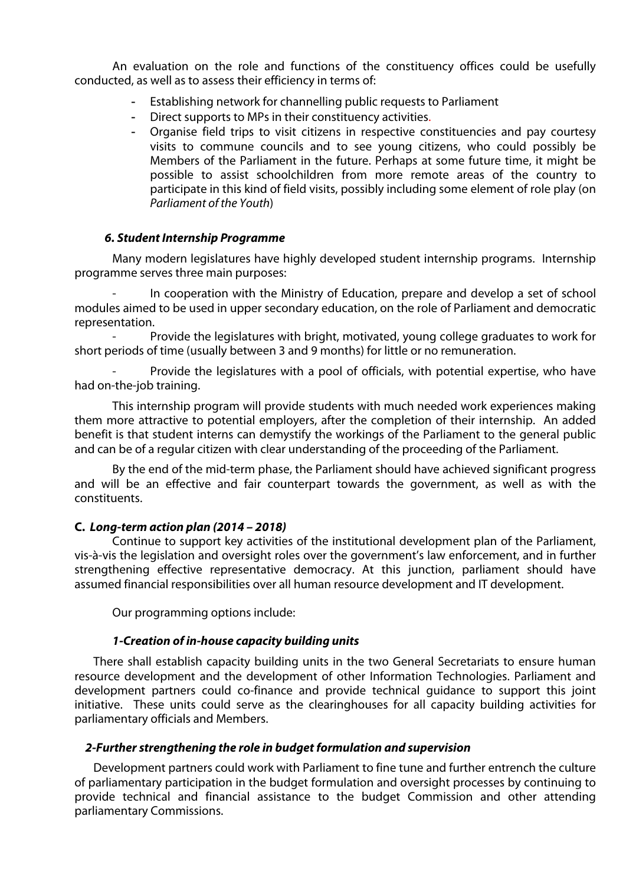An evaluation on the role and functions of the constituency offices could be usefully conducted, as well as to assess their efficiency in terms of:

- Establishing network for channelling public requests to Parliament
- Direct supports to MPs in their constituency activities.
- Organise field trips to visit citizens in respective constituencies and pay courtesy visits to commune councils and to see young citizens, who could possibly be Members of the Parliament in the future. Perhaps at some future time, it might be possible to assist schoolchildren from more remote areas of the country to participate in this kind of field visits, possibly including some element of role play (on *Parliament of the Youth*)

#### *6. Student Internship Programme*

Many modern legislatures have highly developed student internship programs. Internship programme serves three main purposes:

- In cooperation with the Ministry of Education, prepare and develop a set of school modules aimed to be used in upper secondary education, on the role of Parliament and democratic representation.
- Provide the legislatures with bright, motivated, young college graduates to work for short periods of time (usually between 3 and 9 months) for little or no remuneration.
- Provide the legislatures with a pool of officials, with potential expertise, who have had on-the-job training.

This internship program will provide students with much needed work experiences making them more attractive to potential employers, after the completion of their internship. An added benefit is that student interns can demystify the workings of the Parliament to the general public and can be of a regular citizen with clear understanding of the proceeding of the Parliament.

By the end of the mid-term phase, the Parliament should have achieved significant progress and will be an effective and fair counterpart towards the government, as well as with the constituents.

### **C.** *Long-term action plan (2014 – 2018)*

Continue to support key activities of the institutional development plan of the Parliament, vis-à-vis the legislation and oversight roles over the government's law enforcement, and in further strengthening effective representative democracy. At this junction, parliament should have assumed financial responsibilities over all human resource development and IT development.

Our programming options include:

#### *1-Creation of in-house capacity building units*

There shall establish capacity building units in the two General Secretariats to ensure human resource development and the development of other Information Technologies. Parliament and development partners could co-finance and provide technical guidance to support this joint initiative. These units could serve as the clearinghouses for all capacity building activities for parliamentary officials and Members.

#### *2-Further strengthening the role in budget formulation and supervision*

Development partners could work with Parliament to fine tune and further entrench the culture of parliamentary participation in the budget formulation and oversight processes by continuing to provide technical and financial assistance to the budget Commission and other attending parliamentary Commissions.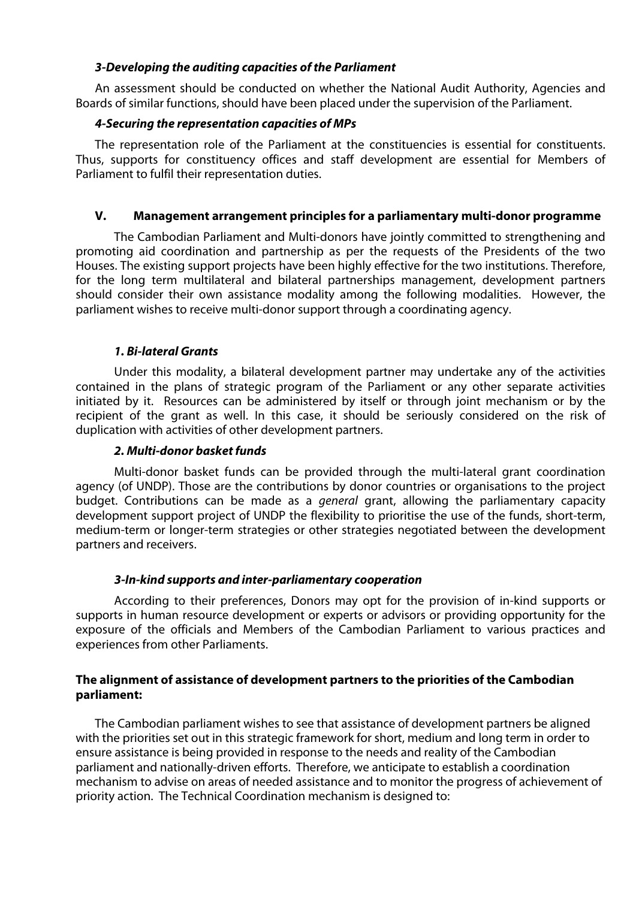#### *3-Developing the auditing capacities of the Parliament*

An assessment should be conducted on whether the National Audit Authority, Agencies and Boards of similar functions, should have been placed under the supervision of the Parliament.

#### *4-Securing the representation capacities of MPs*

The representation role of the Parliament at the constituencies is essential for constituents. Thus, supports for constituency offices and staff development are essential for Members of Parliament to fulfil their representation duties.

## V. Management arrangement principles for a parliamentary multi-donor programme

The Cambodian Parliament and Multi-donors have jointly committed to strengthening and promoting aid coordination and partnership as per the requests of the Presidents of the two Houses. The existing support projects have been highly effective for the two institutions. Therefore, for the long term multilateral and bilateral partnerships management, development partners should consider their own assistance modality among the following modalities. However, the parliament wishes to receive multi-donor support through a coordinating agency.

#### *1. Bi-lateral Grants*

Under this modality, a bilateral development partner may undertake any of the activities contained in the plans of strategic program of the Parliament or any other separate activities initiated by it. Resources can be administered by itself or through joint mechanism or by the recipient of the grant as well. In this case, it should be seriously considered on the risk of duplication with activities of other development partners.

#### *2. Multi-donor basket funds*

Multi-donor basket funds can be provided through the multi-lateral grant coordination agency (of UNDP). Those are the contributions by donor countries or organisations to the project budget. Contributions can be made as a *general* grant, allowing the parliamentary capacity development support project of UNDP the flexibility to prioritise the use of the funds, short-term, medium-term or longer-term strategies or other strategies negotiated between the development partners and receivers.

#### *3-In-kind supports and inter-parliamentary cooperation*

According to their preferences, Donors may opt for the provision of in-kind supports or supports in human resource development or experts or advisors or providing opportunity for the exposure of the officials and Members of the Cambodian Parliament to various practices and experiences from other Parliaments.

**The alignment of assistance of development partners to the priorities of the Cambodian parliament:**

The Cambodian parliament wishes to see that assistance of development partners be aligned with the priorities set out in this strategic framework for short, medium and long term in order to ensure assistance is being provided in response to the needs and reality of the Cambodian parliament and nationally-driven efforts. Therefore, we anticipate to establish a coordination mechanism to advise on areas of needed assistance and to monitor the progress of achievement of priority action. The Technical Coordination mechanism is designed to: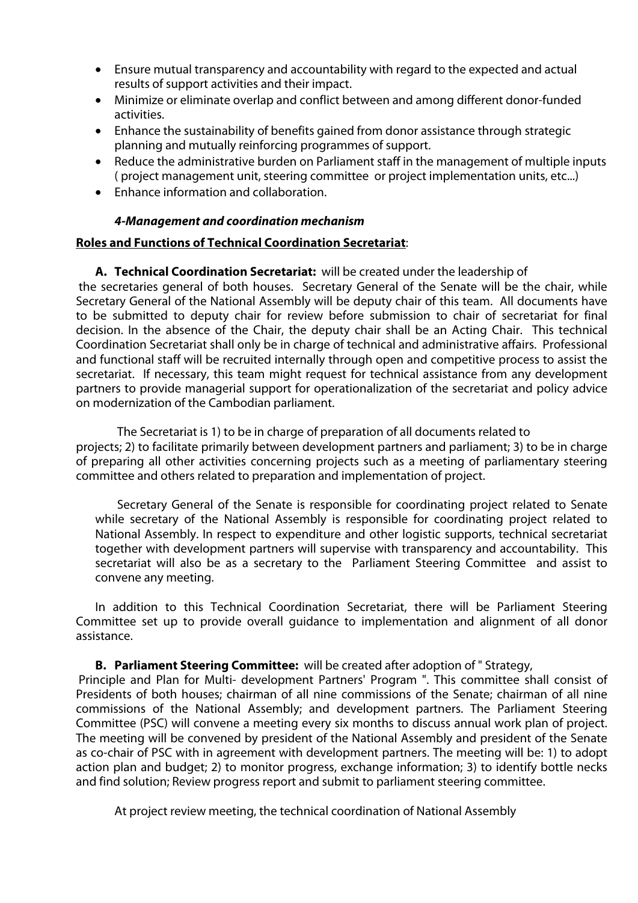- Ensure mutual transparency and accountability with regard to the expected and actual results of support activities and their impact.
- Minimize or eliminate overlap and conflict between and among different donor-funded activities.
- Enhance the sustainability of benefits gained from donor assistance through strategic planning and mutually reinforcing programmes of support.
- Reduce the administrative burden on Parliament staff in the management of multiple inputs ( project management unit, steering committee or project implementation units, etc...)
- Enhance information and collaboration.

***4-Management and coordination mechanism***

**<u>Roles and Functions of Technical Coordination Secretariat</u>**:

**A. Technical Coordination Secretariat:** will be created under the leadership of the secretaries general of both houses. Secretary General of the Senate will be the chair, while Secretary General of the National Assembly will be deputy chair of this team. All documents have to be submitted to deputy chair for review before submission to chair of secretariat for final decision. In the absence of the Chair, the deputy chair shall be an Acting Chair. This technical Coordination Secretariat shall only be in charge of technical and administrative affairs. Professional and functional staff will be recruited internally through open and competitive process to assist the secretariat. If necessary, this team might request for technical assistance from any development partners to provide managerial support for operationalization of the secretariat and policy advice on modernization of the Cambodian parliament.

The Secretariat is 1) to be in charge of preparation of all documents related to projects; 2) to facilitate primarily between development partners and parliament; 3) to be in charge of preparing all other activities concerning projects such as a meeting of parliamentary steering committee and others related to preparation and implementation of project.

Secretary General of the Senate is responsible for coordinating project related to Senate while secretary of the National Assembly is responsible for coordinating project related to National Assembly. In respect to expenditure and other logistic supports, technical secretariat together with development partners will supervise with transparency and accountability. This secretariat will also be as a secretary to the Parliament Steering Committee and assist to convene any meeting.

In addition to this Technical Coordination Secretariat, there will be Parliament Steering Committee set up to provide overall guidance to implementation and alignment of all donor assistance.

**B. Parliament Steering Committee:** will be created after adoption of " Strategy, Principle and Plan for Multi- development Partners' Program ". This committee shall consist of Presidents of both houses; chairman of all nine commissions of the Senate; chairman of all nine commissions of the National Assembly; and development partners. The Parliament Steering Committee (PSC) will convene a meeting every six months to discuss annual work plan of project. The meeting will be convened by president of the National Assembly and president of the Senate as co-chair of PSC with in agreement with development partners. The meeting will be: 1) to adopt action plan and budget; 2) to monitor progress, exchange information; 3) to identify bottle necks and find solution; Review progress report and submit to parliament steering committee.

At project review meeting, the technical coordination of National Assembly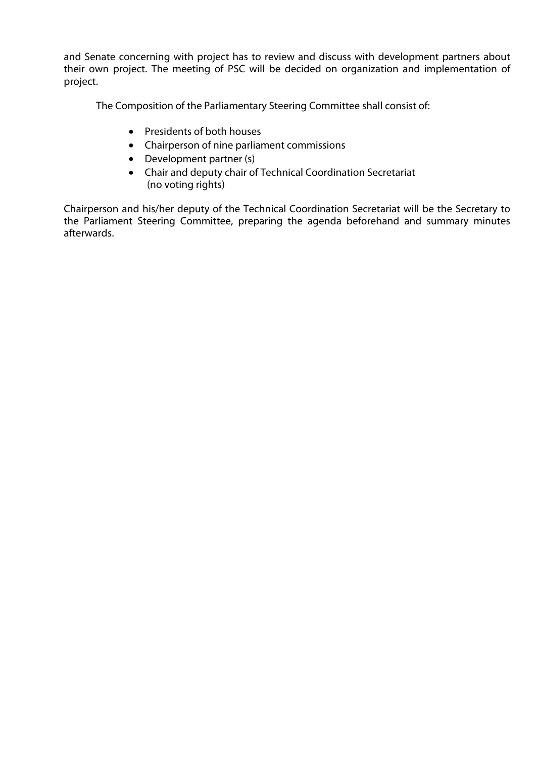and Senate concerning with project has to review and discuss with development partners about their own project. The meeting of PSC will be decided on organization and implementation of project.

The Composition of the Parliamentary Steering Committee shall consist of:

- Presidents of both houses
- Chairperson of nine parliament commissions
- Development partner (s)
- Chair and deputy chair of Technical Coordination Secretariat (no voting rights)

Chairperson and his/her deputy of the Technical Coordination Secretariat will be the Secretary to the Parliament Steering Committee, preparing the agenda beforehand and summary minutes afterwards.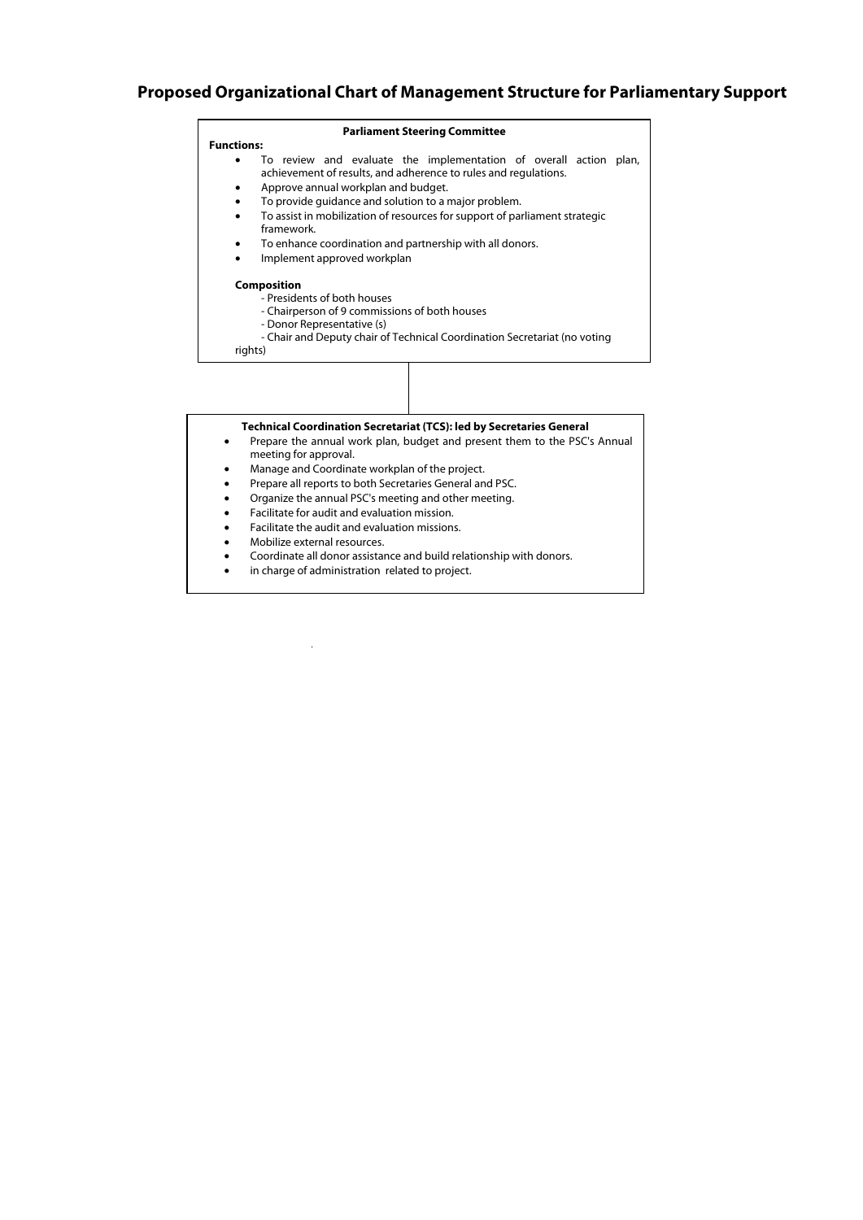# Proposed Organizational Chart of Management Structure for Parliamentary Support

**Parliament Steering Committee**

**Functions:**

- To review and evaluate the implementation of overall action plan, achievement of results, and adherence to rules and regulations.
- Approve annual workplan and budget.
- To provide guidance and solution to a major problem.
- To assist in mobilization of resources for support of parliament strategic framework.
- To enhance coordination and partnership with all donors.
- Implement approved workplan

**Composition**

- Presidents of both houses
- Chairperson of 9 commissions of both houses
- Donor Representative (s)
- Chair and Deputy chair of Technical Coordination Secretariat (no voting rights)

**Technical Coordination Secretariat (TCS): led by Secretaries General**

- Prepare the annual work plan, budget and present them to the PSC's Annual meeting for approval.
- Manage and Coordinate workplan of the project.
- Prepare all reports to both Secretaries General and PSC.
- Organize the annual PSC's meeting and other meeting.
- Facilitate for audit and evaluation mission.
- Facilitate the audit and evaluation missions.
- Mobilize external resources.
- Coordinate all donor assistance and build relationship with donors.
- in charge of administration related to project.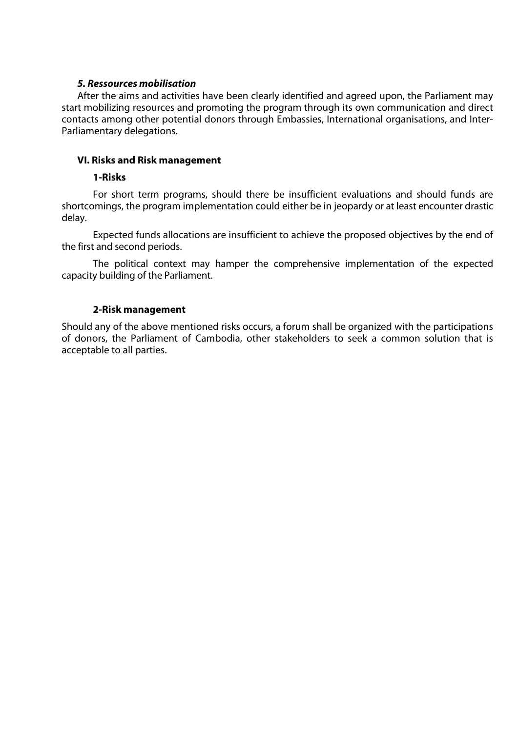***5. Ressources mobilisation***

After the aims and activities have been clearly identified and agreed upon, the Parliament may start mobilizing resources and promoting the program through its own communication and direct contacts among other potential donors through Embassies, International organisations, and Inter-Parliamentary delegations.

## VI. Risks and Risk management

### 1-Risks

For short term programs, should there be insufficient evaluations and should funds are shortcomings, the program implementation could either be in jeopardy or at least encounter drastic delay.

Expected funds allocations are insufficient to achieve the proposed objectives by the end of the first and second periods.

The political context may hamper the comprehensive implementation of the expected capacity building of the Parliament.

### 2-Risk management

Should any of the above mentioned risks occurs, a forum shall be organized with the participations of donors, the Parliament of Cambodia, other stakeholders to seek a common solution that is acceptable to all parties.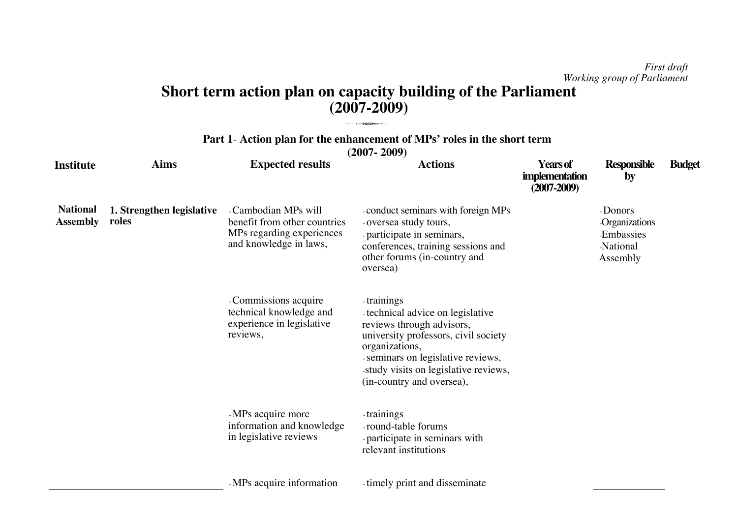*First draft*
*Working group of Parliament*

# Short term action plan on capacity building of the Parliament (2007-2009)

## Part 1- Action plan for the enhancement of MPs' roles in the short term (2007- 2009)

| Institute | Aims | Expected results | Actions | Years of implementation (2007-2009) | Responsible by | Budget |
|---|---|---|---|---|---|---|
| **National Assembly** | **1. Strengthen legislative roles** | - Cambodian MPs will benefit from other countries MPs regarding experiences and knowledge in laws, | - conduct seminars with foreign MPs<br>- oversea study tours,<br>- participate in seminars, conferences, training sessions and other forums (in-country and oversea) | | - Donors<br>- Organizations<br>- Embassies<br>- National Assembly | |
| | | - Commissions acquire technical knowledge and experience in legislative reviews, | - trainings<br>- technical advice on legislative reviews through advisors, university professors, civil society organizations,<br>- seminars on legislative reviews,<br>- study visits on legislative reviews, (in-country and oversea), | | | |
| | | - MPs acquire more information and knowledge in legislative reviews | - trainings<br>- round-table forums<br>- participate in seminars with relevant institutions | | | |
| | | - MPs acquire information | - timely print and disseminate | | | |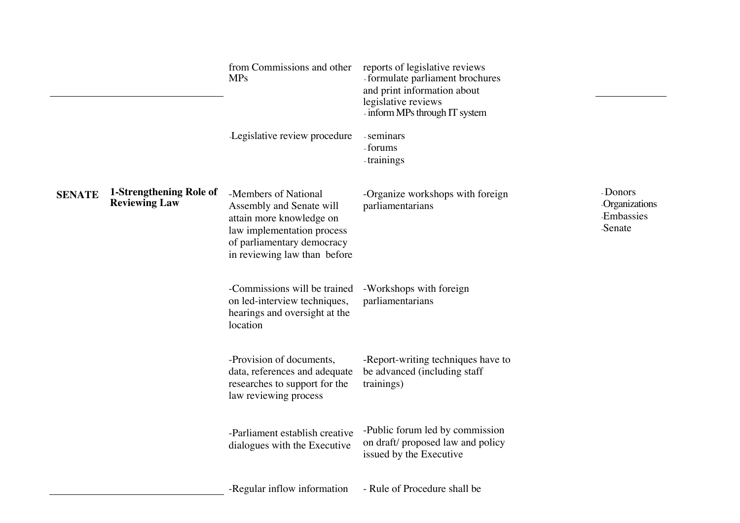| | | | | | |
|---|---|---|---|---|---|
| | | from Commissions and other MPs | reports of legislative reviews<br>- formulate parliament brochures and print information about legislative reviews<br>- inform MPs through IT system | | |
| | | -Legislative review procedure | - seminars<br>- forums<br>- trainings | | |
| **SENATE** | **1-Strengthening Role of Reviewing Law** | -Members of National Assembly and Senate will attain more knowledge on law implementation process of parliamentary democracy in reviewing law than before | -Organize workshops with foreign parliamentarians | | - Donors<br>-Organizations<br>-Embassies<br>-Senate |
| | | -Commissions will be trained on led-interview techniques, hearings and oversight at the location | -Workshops with foreign parliamentarians | | |
| | | -Provision of documents, data, references and adequate researches to support for the law reviewing process | -Report-writing techniques have to be advanced (including staff trainings) | | |
| | | -Parliament establish creative dialogues with the Executive | -Public forum led by commission on draft/ proposed law and policy issued by the Executive | | |
| | | -Regular inflow information | - Rule of Procedure shall be | | |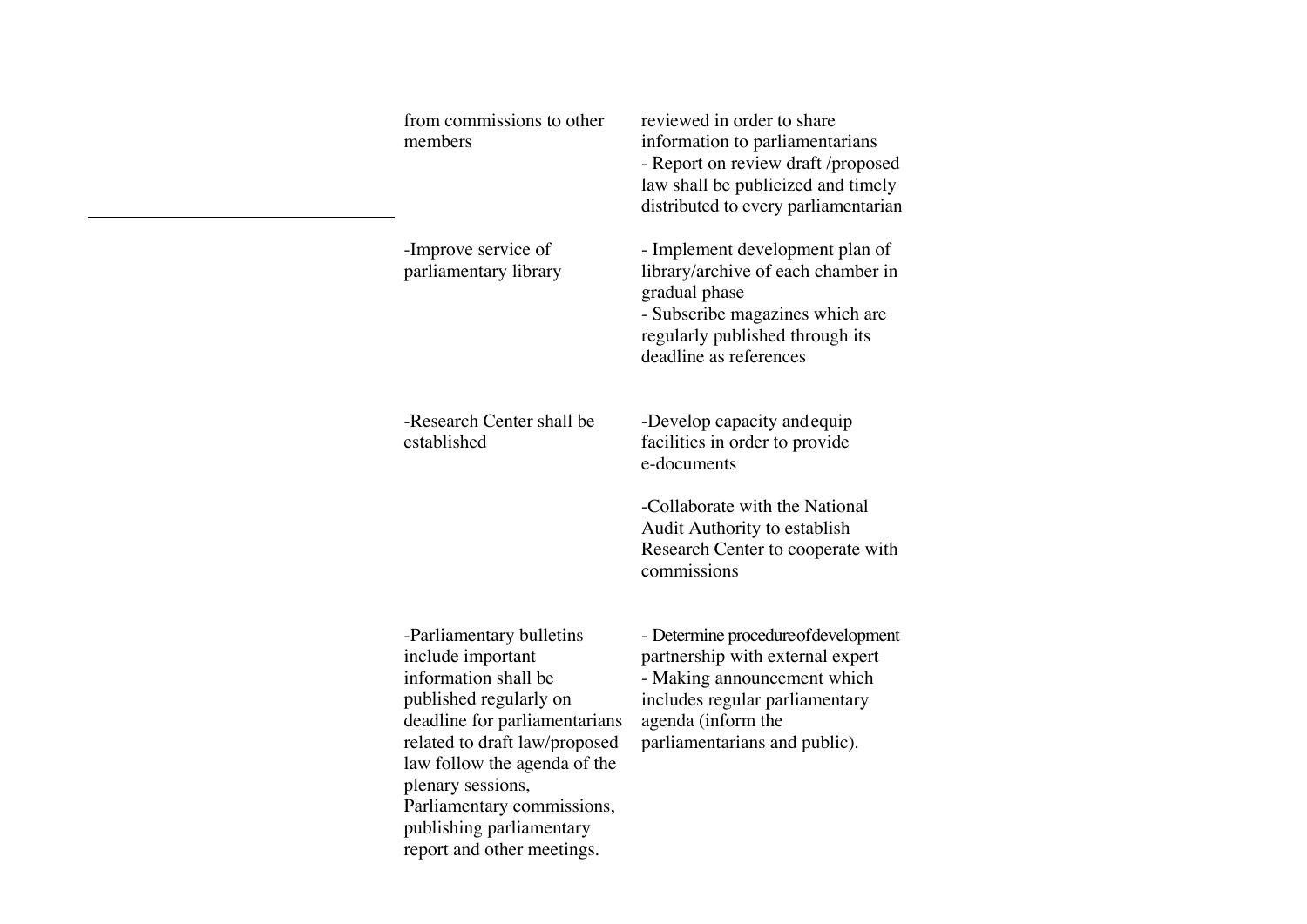| | | |
|---|---|---|
| | from commissions to other members | reviewed in order to share information to parliamentarians<br>- Report on review draft /proposed law shall be publicized and timely distributed to every parliamentarian |
| | -Improve service of parliamentary library | - Implement development plan of library/archive of each chamber in gradual phase<br>- Subscribe magazines which are regularly published through its deadline as references |
| | -Research Center shall be established | -Develop capacity and equip facilities in order to provide e-documents<br><br>-Collaborate with the National Audit Authority to establish Research Center to cooperate with commissions |
| | -Parliamentary bulletins include important information shall be published regularly on deadline for parliamentarians related to draft law/proposed law follow the agenda of the plenary sessions, Parliamentary commissions, publishing parliamentary report and other meetings. | - Determine procedure of development partnership with external expert<br>- Making announcement which includes regular parliamentary agenda (inform the parliamentarians and public). |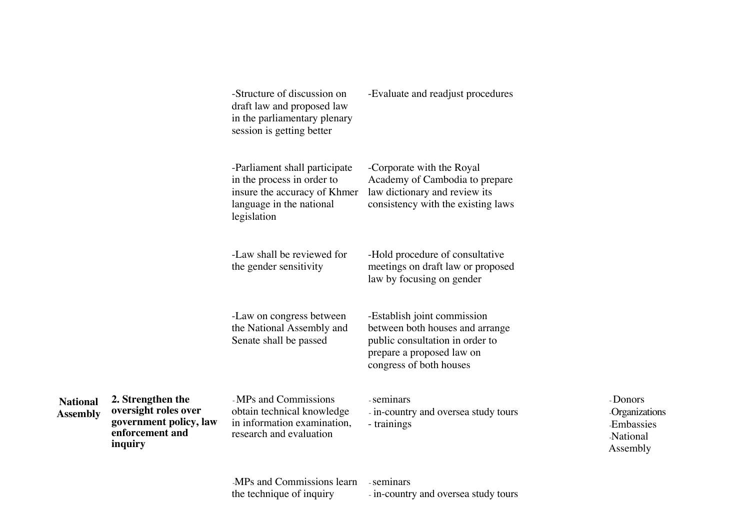| | | | | | |
|---|---|---|---|---|---|
| | | -Structure of discussion on draft law and proposed law in the parliamentary plenary session is getting better | -Evaluate and readjust procedures | | |
| | | -Parliament shall participate in the process in order to insure the accuracy of Khmer language in the national legislation | -Corporate with the Royal Academy of Cambodia to prepare law dictionary and review its consistency with the existing laws | | |
| | | -Law shall be reviewed for the gender sensitivity | -Hold procedure of consultative meetings on draft law or proposed law by focusing on gender | | |
| | | -Law on congress between the National Assembly and Senate shall be passed | -Establish joint commission between both houses and arrange public consultation in order to prepare a proposed law on congress of both houses | | |
| **National Assembly** | **2. Strengthen the oversight roles over government policy, law enforcement and inquiry** | - MPs and Commissions obtain technical knowledge in information examination, research and evaluation | - seminars<br>- in-country and oversea study tours<br>- trainings | | - Donors<br>-Organizations<br>-Embassies<br>-National Assembly |
| | | -MPs and Commissions learn the technique of inquiry | - seminars<br>- in-country and oversea study tours | | |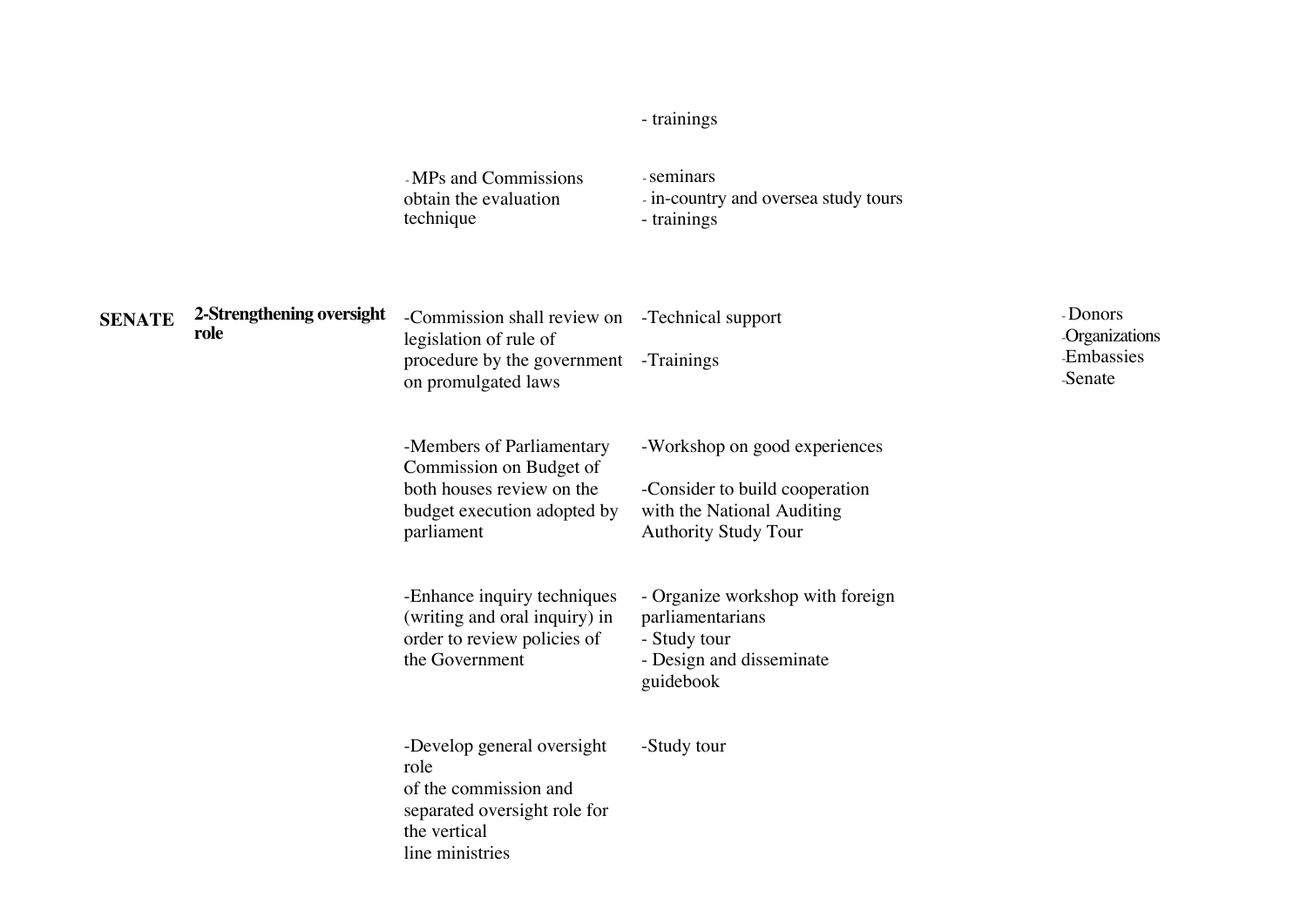| | | | | | |
|---|---|---|---|---|---|
| | | | - trainings | | |
| | | - MPs and Commissions obtain the evaluation technique | - seminars<br>- in-country and oversea study tours<br>- trainings | | |
| **SENATE** | **2-Strengthening oversight role** | -Commission shall review on legislation of rule of procedure by the government on promulgated laws | -Technical support<br><br>-Trainings | | - Donors<br>-Organizations<br>-Embassies<br>-Senate |
| | | -Members of Parliamentary Commission on Budget of both houses review on the budget execution adopted by parliament | -Workshop on good experiences<br><br>-Consider to build cooperation with the National Auditing Authority Study Tour | | |
| | | -Enhance inquiry techniques (writing and oral inquiry) in order to review policies of the Government | - Organize workshop with foreign parliamentarians<br>- Study tour<br>- Design and disseminate guidebook | | |
| | | -Develop general oversight role of the commission and separated oversight role for the vertical line ministries | -Study tour | | |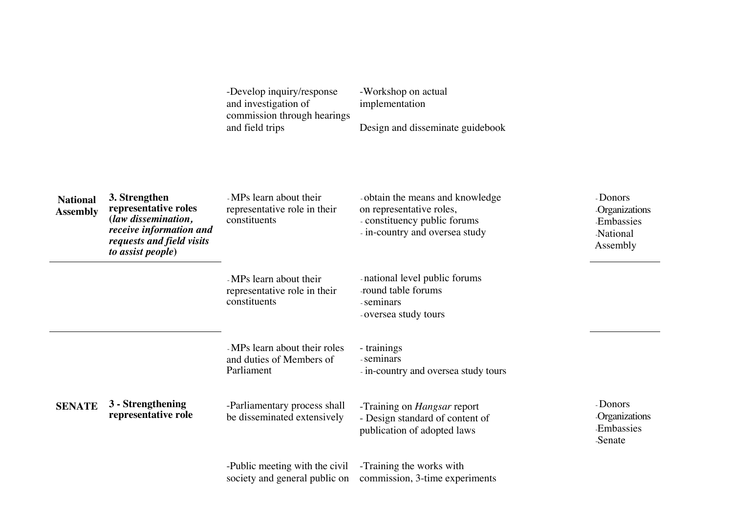| | | | | | |
|---|---|---|---|---|---|
| | | -Develop inquiry/response and investigation of commission through hearings and field trips | -Workshop on actual implementation<br><br>Design and disseminate guidebook | | |
| **National Assembly** | **3. Strengthen representative roles (*law dissemination, receive information and requests and field visits to assist people*)** | - MPs learn about their representative role in their constituents | - obtain the means and knowledge on representative roles,<br>- constituency public forums<br>- in-country and oversea study | | - Donors<br>-Organizations<br>-Embassies<br>-National Assembly |
| | | - MPs learn about their representative role in their constituents | - national level public forums<br>-round table forums<br>- seminars<br>- oversea study tours | | |
| | | - MPs learn about their roles and duties of Members of Parliament | - trainings<br>- seminars<br>- in-country and oversea study tours | | |
| **SENATE** | **3 - Strengthening representative role** | -Parliamentary process shall be disseminated extensively | -Training on *Hangsar* report<br>- Design standard of content of publication of adopted laws | | - Donors<br>-Organizations<br>-Embassies<br>-Senate |
| | | -Public meeting with the civil society and general public on | -Training the works with commission, 3-time experiments | | |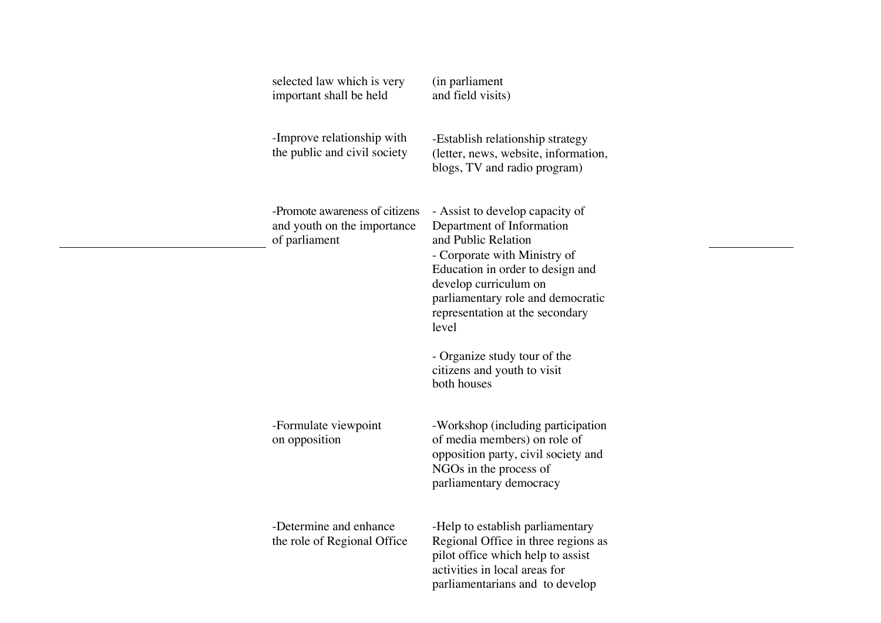| | | | |
|---|---|---|---|
| | selected law which is very important shall be held | (in parliament and field visits) | |
| | -Improve relationship with the public and civil society | -Establish relationship strategy (letter, news, website, information, blogs, TV and radio program) | |
| | -Promote awareness of citizens and youth on the importance of parliament | - Assist to develop capacity of Department of Information and Public Relation<br>- Corporate with Ministry of Education in order to design and develop curriculum on parliamentary role and democratic representation at the secondary level<br><br>- Organize study tour of the citizens and youth to visit both houses | |
| | -Formulate viewpoint on opposition | -Workshop (including participation of media members) on role of opposition party, civil society and NGOs in the process of parliamentary democracy | |
| | -Determine and enhance the role of Regional Office | -Help to establish parliamentary Regional Office in three regions as pilot office which help to assist activities in local areas for parliamentarians and to develop | |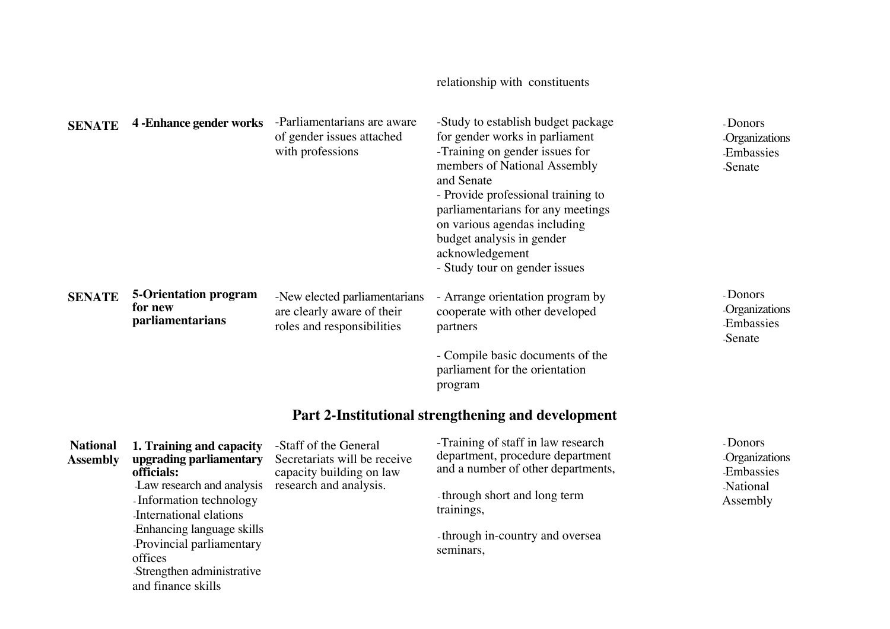| | | | relationship with constituents | |
|---|---|---|---|---|
| **SENATE** | **4 -Enhance gender works** | -Parliamentarians are aware of gender issues attached with professions | -Study to establish budget package for gender works in parliament<br>-Training on gender issues for members of National Assembly and Senate<br>- Provide professional training to parliamentarians for any meetings on various agendas including budget analysis in gender acknowledgement<br>- Study tour on gender issues | - Donors<br>-Organizations<br>-Embassies<br>-Senate |
| **SENATE** | **5-Orientation program for new parliamentarians** | -New elected parliamentarians are clearly aware of their roles and responsibilities | - Arrange orientation program by cooperate with other developed partners<br><br>- Compile basic documents of the parliament for the orientation program | - Donors<br>-Organizations<br>-Embassies<br>-Senate |

## Part 2-Institutional strengthening and development

| | | | | |
|---|---|---|---|---|
| **National Assembly** | **1. Training and capacity upgrading parliamentary officials:**<br>-Law research and analysis<br>- Information technology<br>-International elations<br>-Enhancing language skills<br>-Provincial parliamentary offices<br>-Strengthen administrative and finance skills | -Staff of the General Secretariats will be receive capacity building on law research and analysis. | -Training of staff in law research department, procedure department and a number of other departments,<br><br>- through short and long term trainings,<br><br>- through in-country and oversea seminars, | - Donors<br>-Organizations<br>-Embassies<br>-National Assembly |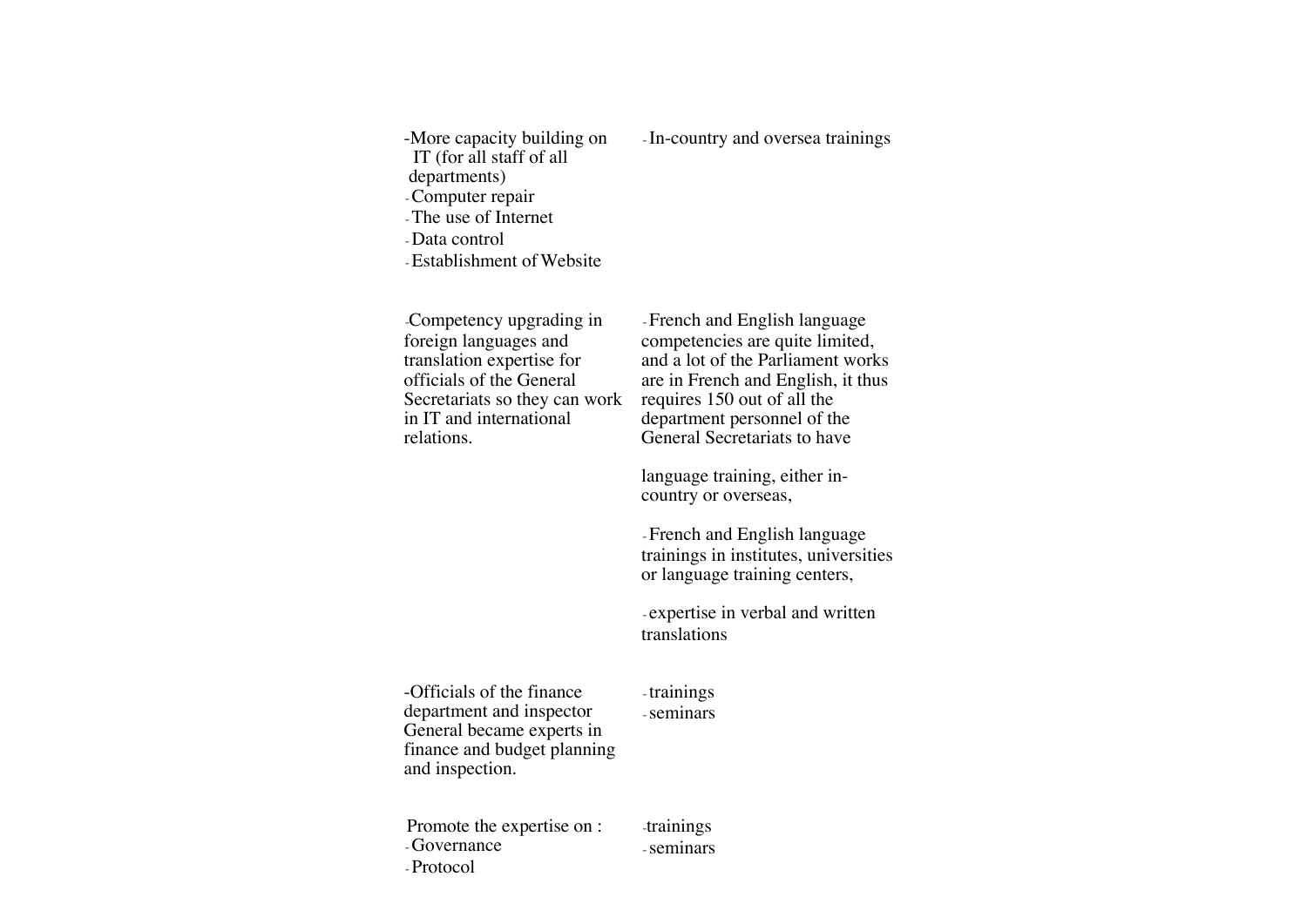| | |
|---|---|
| -More capacity building on IT (for all staff of all departments)<br>- Computer repair<br>- The use of Internet<br>- Data control<br>- Establishment of Website | - In-country and oversea trainings |
| -Competency upgrading in foreign languages and translation expertise for officials of the General Secretariats so they can work in IT and international relations. | - French and English language competencies are quite limited, and a lot of the Parliament works are in French and English, it thus requires 150 out of all the department personnel of the General Secretariats to have language training, either in-country or overseas,<br><br>- French and English language trainings in institutes, universities or language training centers,<br><br>- expertise in verbal and written translations |
| -Officials of the finance department and inspector General became experts in finance and budget planning and inspection. | - trainings<br>- seminars |
| Promote the expertise on :<br>- Governance<br>- Protocol | -trainings<br>- seminars |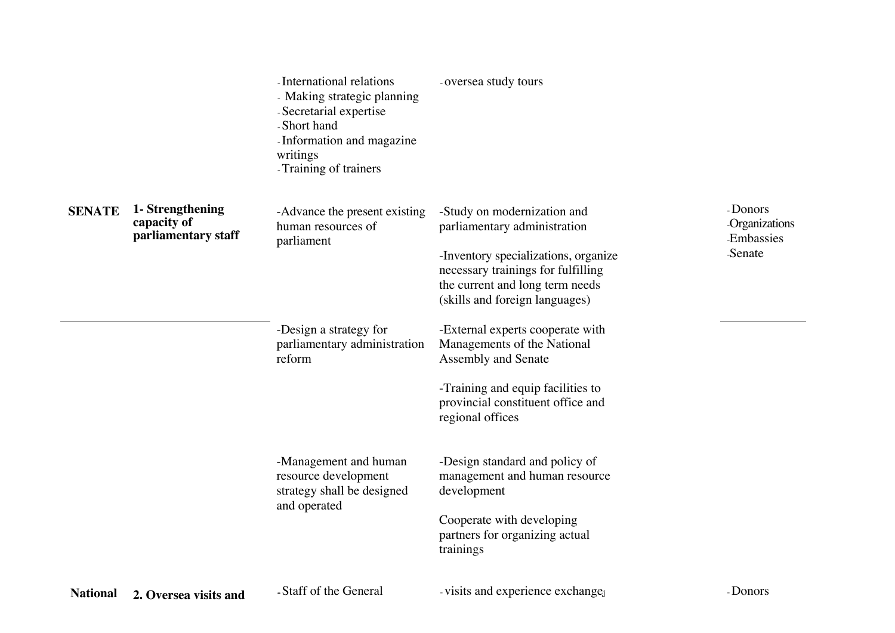| | | | | |
|---|---|---|---|---|
| | | - International relations<br>- Making strategic planning<br>- Secretarial expertise<br>- Short hand<br>- Information and magazine writings<br>- Training of trainers | - oversea study tours | |
| **SENATE** | **1- Strengthening capacity of parliamentary staff** | -Advance the present existing human resources of parliament | -Study on modernization and parliamentary administration<br><br>-Inventory specializations, organize necessary trainings for fulfilling the current and long term needs (skills and foreign languages) | - Donors<br>-Organizations<br>-Embassies<br>-Senate |
| | | -Design a strategy for parliamentary administration reform | -External experts cooperate with Managements of the National Assembly and Senate<br><br>-Training and equip facilities to provincial constituent office and regional offices | |
| | | -Management and human resource development strategy shall be designed and operated | -Design standard and policy of management and human resource development<br><br>Cooperate with developing partners for organizing actual trainings | |
| **National** | **2. Oversea visits and** | - Staff of the General | - visits and experience exchange | - Donors |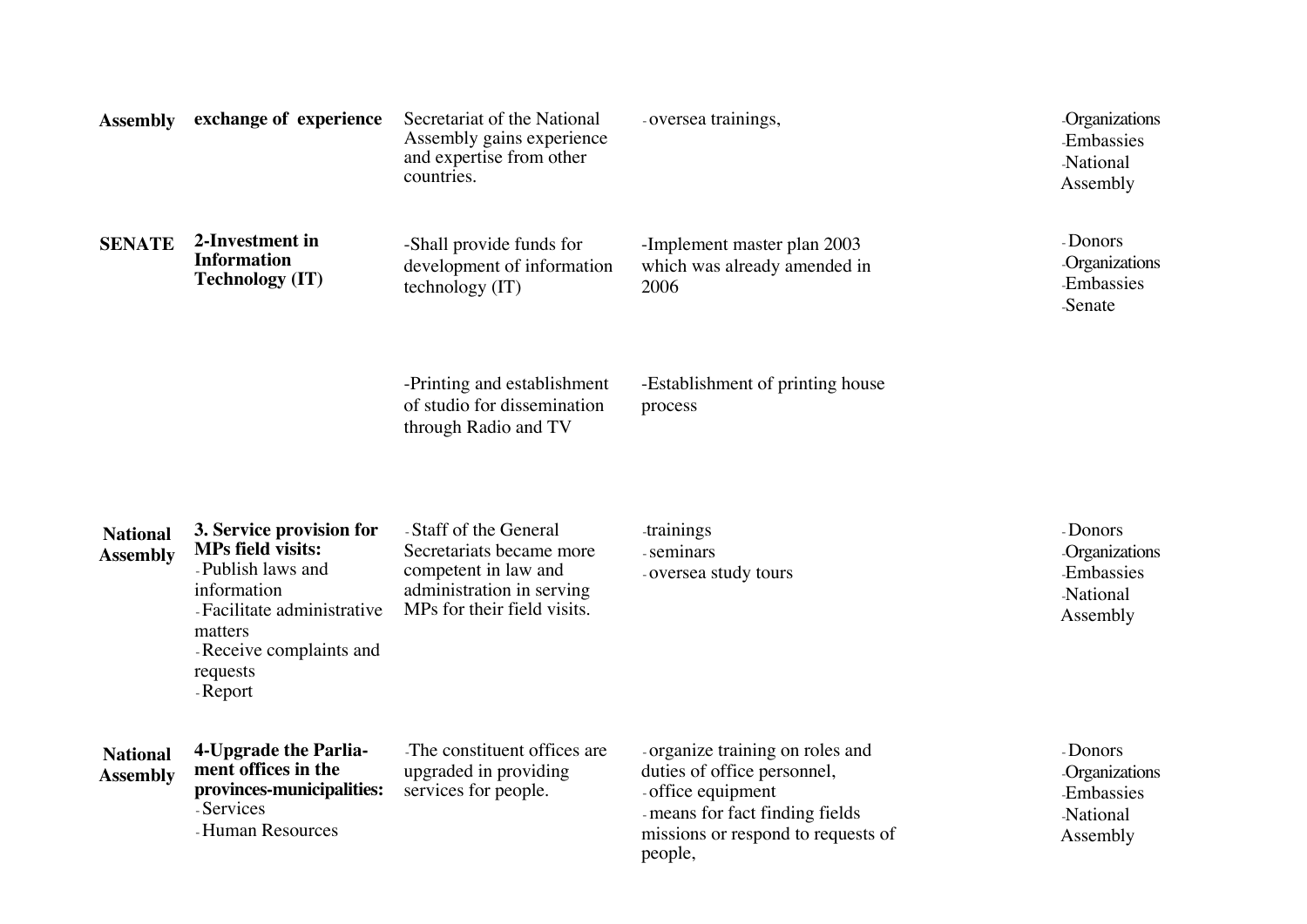| | | | | |
|---|---|---|---|---|
| **Assembly** | **exchange of experience** | Secretariat of the National Assembly gains experience and expertise from other countries. | - oversea trainings, | -Organizations<br>-Embassies<br>-National Assembly |
| **SENATE** | **2-Investment in Information Technology (IT)** | -Shall provide funds for development of information technology (IT) | -Implement master plan 2003 which was already amended in 2006 | - Donors<br>-Organizations<br>-Embassies<br>-Senate |
| | | -Printing and establishment of studio for dissemination through Radio and TV | -Establishment of printing house process | |
| **National Assembly** | **3. Service provision for MPs field visits:**<br>- Publish laws and information<br>- Facilitate administrative matters<br>- Receive complaints and requests<br>- Report | - Staff of the General Secretariats became more competent in law and administration in serving MPs for their field visits. | -trainings<br>- seminars<br>- oversea study tours | - Donors<br>-Organizations<br>-Embassies<br>-National Assembly |
| **National Assembly** | **4-Upgrade the Parliament offices in the provinces-municipalities:**<br>- Services<br>- Human Resources | -The constituent offices are upgraded in providing services for people. | - organize training on roles and duties of office personnel,<br>- office equipment<br>- means for fact finding fields missions or respond to requests of people, | - Donors<br>-Organizations<br>-Embassies<br>-National Assembly |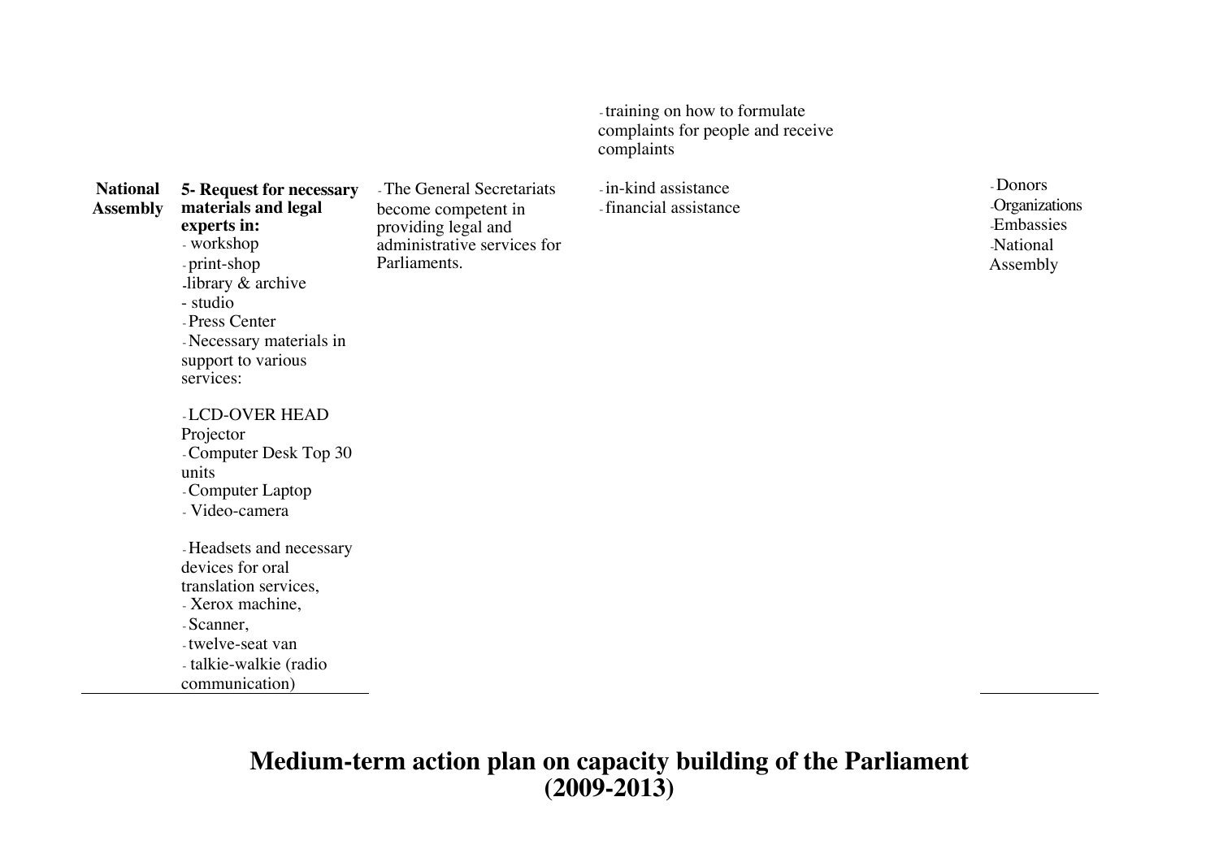| | | | | | |
|---|---|---|---|---|---|
| | | | - training on how to formulate complaints for people and receive complaints | | |
| **National Assembly** | **5- Request for necessary materials and legal experts in:**<br>- workshop<br>- print-shop<br>-library & archive<br>- studio<br>- Press Center<br>- Necessary materials in support to various services:<br><br>- LCD-OVER HEAD Projector<br>- Computer Desk Top 30 units<br>- Computer Laptop<br>- Video-camera<br><br>- Headsets and necessary devices for oral translation services,<br>- Xerox machine,<br>- Scanner,<br>- twelve-seat van<br>- talkie-walkie (radio communication) | - The General Secretariats become competent in providing legal and administrative services for Parliaments. | - in-kind assistance<br>- financial assistance | | - Donors<br>-Organizations<br>-Embassies<br>-National Assembly |

# Medium-term action plan on capacity building of the Parliament (2009-2013)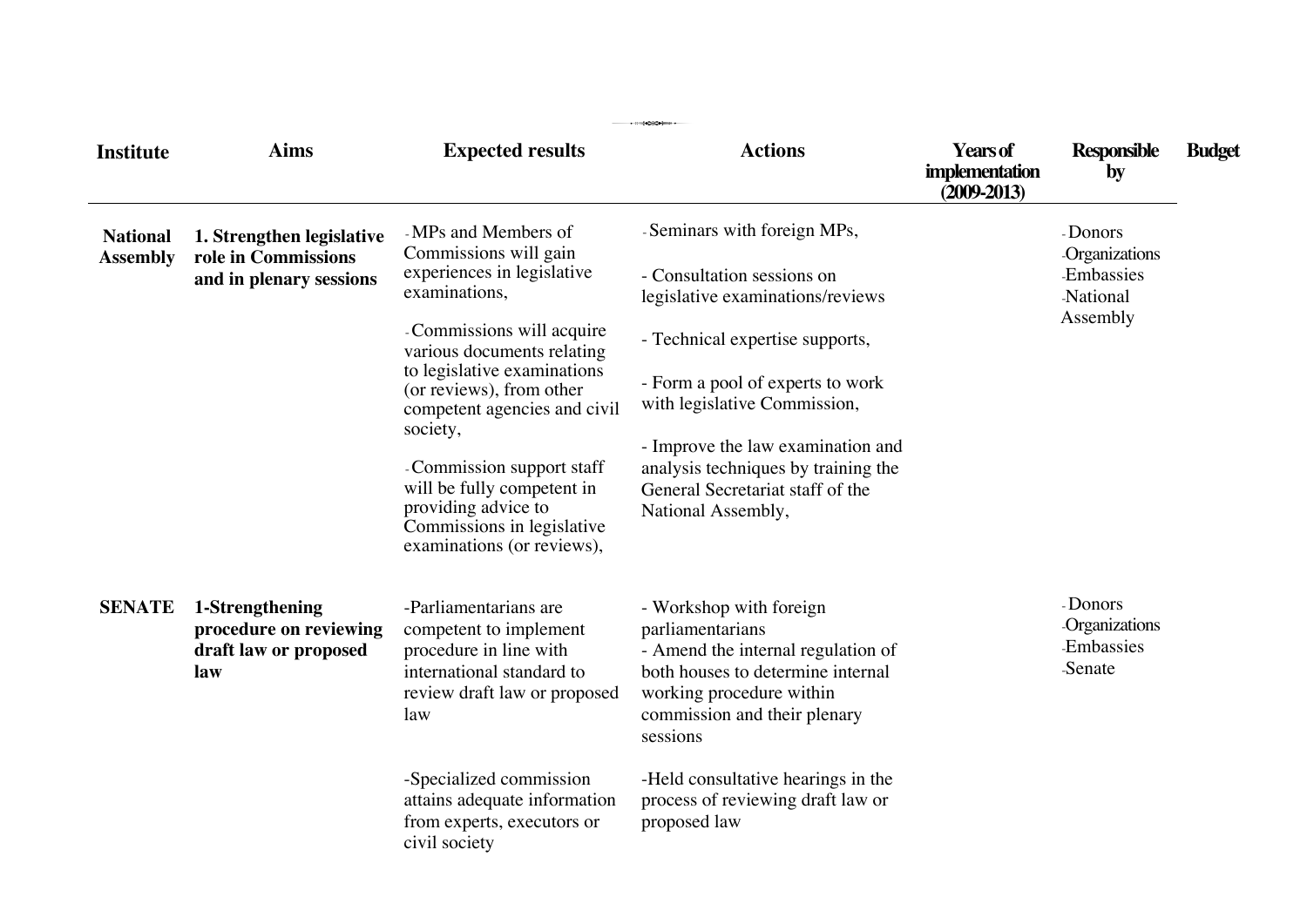| Institute | Aims | Expected results | Actions | Years of implementation (2009-2013) | Responsible by | Budget |
|---|---|---|---|---|---|---|
| **National Assembly** | **1. Strengthen legislative role in Commissions and in plenary sessions** | - MPs and Members of Commissions will gain experiences in legislative examinations,<br><br>- Commissions will acquire various documents relating to legislative examinations (or reviews), from other competent agencies and civil society,<br><br>- Commission support staff will be fully competent in providing advice to Commissions in legislative examinations (or reviews), | - Seminars with foreign MPs,<br><br>- Consultation sessions on legislative examinations/reviews<br><br>- Technical expertise supports,<br><br>- Form a pool of experts to work with legislative Commission,<br><br>- Improve the law examination and analysis techniques by training the General Secretariat staff of the National Assembly, | | - Donors<br>-Organizations<br>-Embassies<br>-National Assembly | |
| **SENATE** | **1-Strengthening procedure on reviewing draft law or proposed law** | -Parliamentarians are competent to implement procedure in line with international standard to review draft law or proposed law<br><br>-Specialized commission attains adequate information from experts, executors or civil society | - Workshop with foreign parliamentarians<br>- Amend the internal regulation of both houses to determine internal working procedure within commission and their plenary sessions<br><br>-Held consultative hearings in the process of reviewing draft law or proposed law | | - Donors<br>-Organizations<br>-Embassies<br>-Senate | |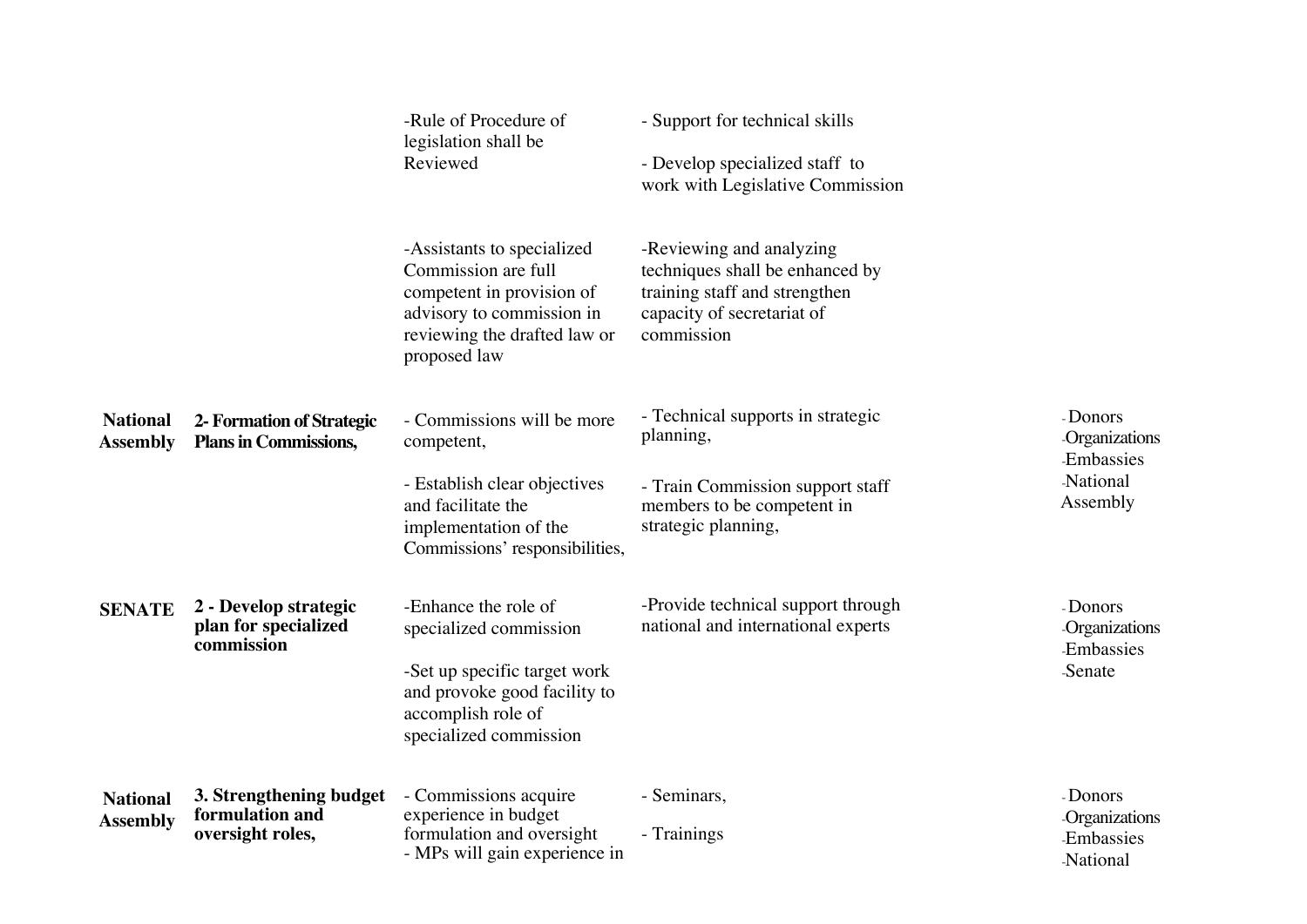| | | | | | |
|---|---|---|---|---|---|
| | | -Rule of Procedure of legislation shall be Reviewed | - Support for technical skills<br><br>- Develop specialized staff to work with Legislative Commission | | |
| | | -Assistants to specialized Commission are full competent in provision of advisory to commission in reviewing the drafted law or proposed law | -Reviewing and analyzing techniques shall be enhanced by training staff and strengthen capacity of secretariat of commission | | |
| **National Assembly** | **2- Formation of Strategic Plans in Commissions,** | - Commissions will be more competent,<br><br>- Establish clear objectives and facilitate the implementation of the Commissions' responsibilities, | - Technical supports in strategic planning,<br><br>- Train Commission support staff members to be competent in strategic planning, | | - Donors<br>-Organizations<br>-Embassies<br>-National Assembly |
| **SENATE** | **2 - Develop strategic plan for specialized commission** | -Enhance the role of specialized commission<br><br>-Set up specific target work and provoke good facility to accomplish role of specialized commission | -Provide technical support through national and international experts | | - Donors<br>-Organizations<br>-Embassies<br>-Senate |
| **National Assembly** | **3. Strengthening budget formulation and oversight roles,** | - Commissions acquire experience in budget formulation and oversight<br>- MPs will gain experience in | - Seminars,<br><br>- Trainings | | - Donors<br>-Organizations<br>-Embassies<br>-National |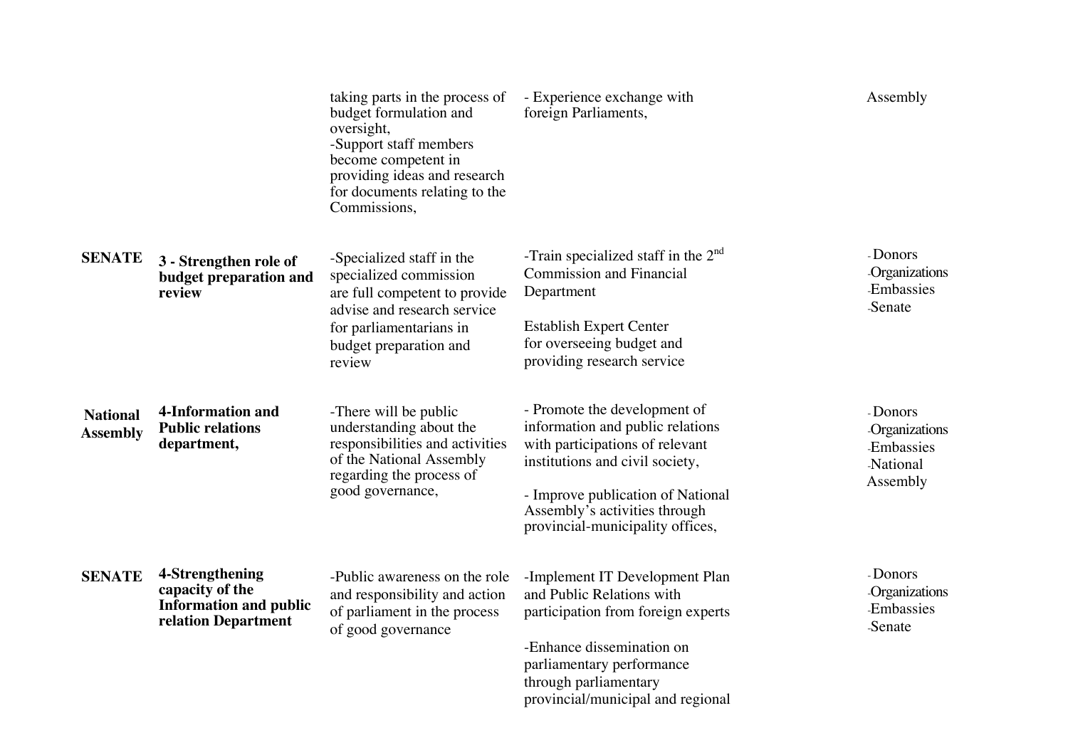| | | | | |
|---|---|---|---|---|
| | | taking parts in the process of budget formulation and oversight,<br>-Support staff members become competent in providing ideas and research for documents relating to the Commissions, | - Experience exchange with foreign Parliaments, | Assembly |
| **SENATE** | **3 - Strengthen role of budget preparation and review** | -Specialized staff in the specialized commission are full competent to provide advise and research service for parliamentarians in budget preparation and review | -Train specialized staff in the 2nd Commission and Financial Department<br><br>Establish Expert Center for overseeing budget and providing research service | - Donors<br>-Organizations<br>-Embassies<br>-Senate |
| **National Assembly** | **4-Information and Public relations department,** | -There will be public understanding about the responsibilities and activities of the National Assembly regarding the process of good governance, | - Promote the development of information and public relations with participations of relevant institutions and civil society,<br><br>- Improve publication of National Assembly's activities through provincial-municipality offices, | - Donors<br>-Organizations<br>-Embassies<br>-National Assembly |
| **SENATE** | **4-Strengthening capacity of the Information and public relation Department** | -Public awareness on the role and responsibility and action of parliament in the process of good governance | -Implement IT Development Plan and Public Relations with participation from foreign experts<br><br>-Enhance dissemination on parliamentary performance through parliamentary provincial/municipal and regional | - Donors<br>-Organizations<br>-Embassies<br>-Senate |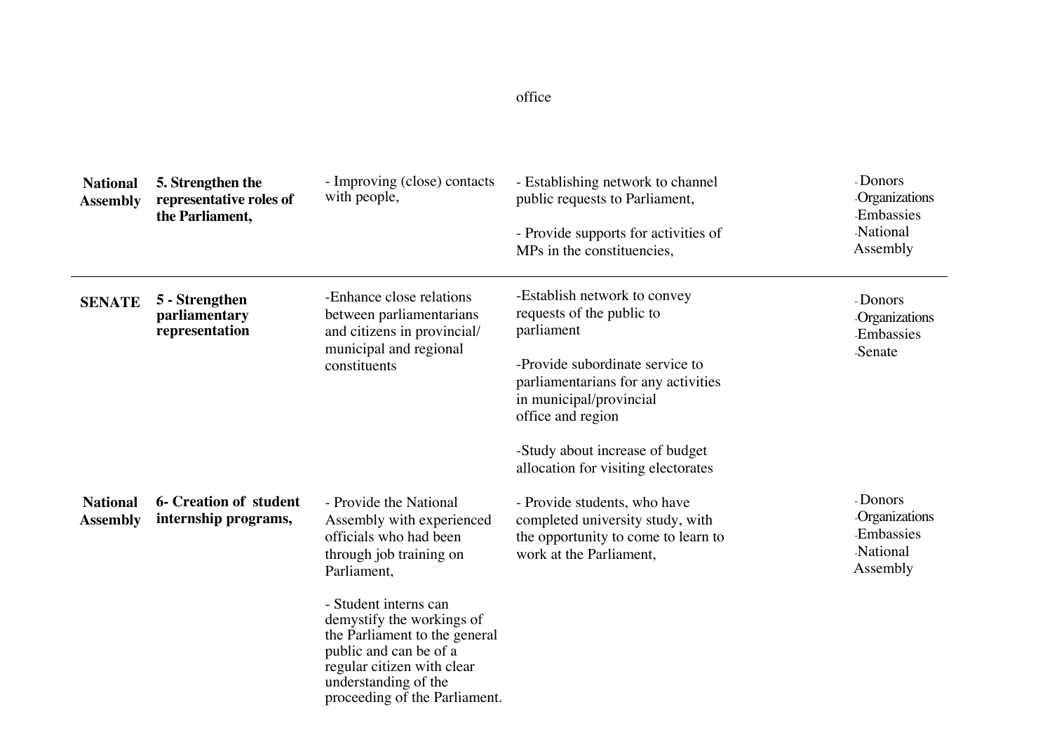office

| | | | | |
|---|---|---|---|---|
| **National Assembly** | **5. Strengthen the representative roles of the Parliament,** | - Improving (close) contacts with people, | - Establishing network to channel public requests to Parliament,<br><br>- Provide supports for activities of MPs in the constituencies, | - Donors<br>-Organizations<br>-Embassies<br>-National Assembly |
| **SENATE** | **5 - Strengthen parliamentary representation** | -Enhance close relations between parliamentarians and citizens in provincial/ municipal and regional constituents | -Establish network to convey requests of the public to parliament<br><br>-Provide subordinate service to parliamentarians for any activities in municipal/provincial office and region<br><br>-Study about increase of budget allocation for visiting electorates | - Donors<br>-Organizations<br>-Embassies<br>-Senate |
| **National Assembly** | **6- Creation of student internship programs,** | - Provide the National Assembly with experienced officials who had been through job training on Parliament,<br><br>- Student interns can demystify the workings of the Parliament to the general public and can be of a regular citizen with clear understanding of the proceeding of the Parliament. | - Provide students, who have completed university study, with the opportunity to come to learn to work at the Parliament, | - Donors<br>-Organizations<br>-Embassies<br>-National Assembly |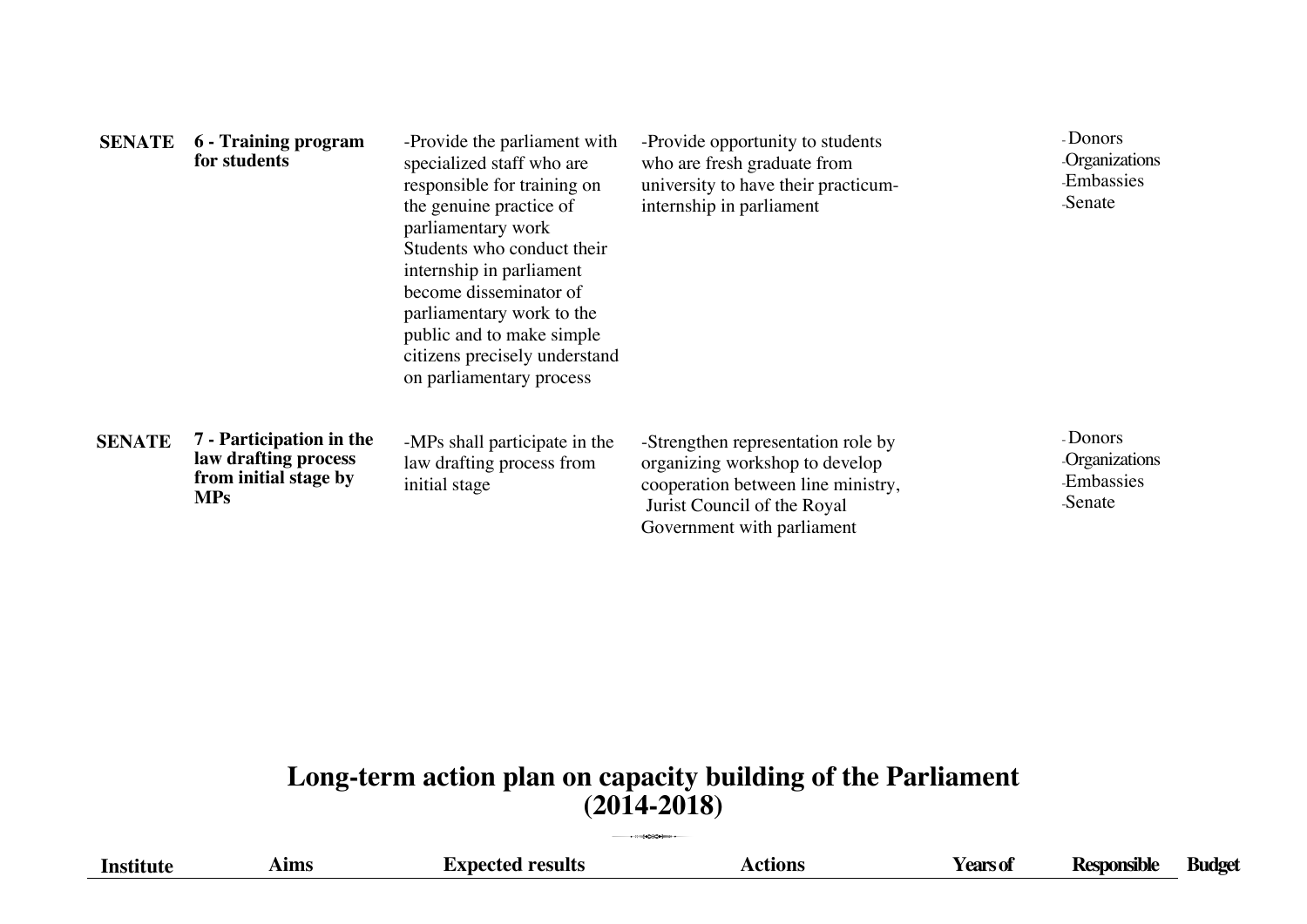| | | | | | | |
|---|---|---|---|---|---|---|
| **SENATE** | **6 - Training program for students** | -Provide the parliament with specialized staff who are responsible for training on the genuine practice of parliamentary work Students who conduct their internship in parliament become disseminator of parliamentary work to the public and to make simple citizens precisely understand on parliamentary process | -Provide opportunity to students who are fresh graduate from university to have their practicum-internship in parliament | | - Donors -Organizations -Embassies -Senate | |
| **SENATE** | **7 - Participation in the law drafting process from initial stage by MPs** | -MPs shall participate in the law drafting process from initial stage | -Strengthen representation role by organizing workshop to develop cooperation between line ministry, Jurist Council of the Royal Government with parliament | | - Donors -Organizations -Embassies -Senate | |

# Long-term action plan on capacity building of the Parliament (2014-2018)

| Institute | Aims | Expected results | Actions | Years of | Responsible | Budget |
|---|---|---|---|---|---|---|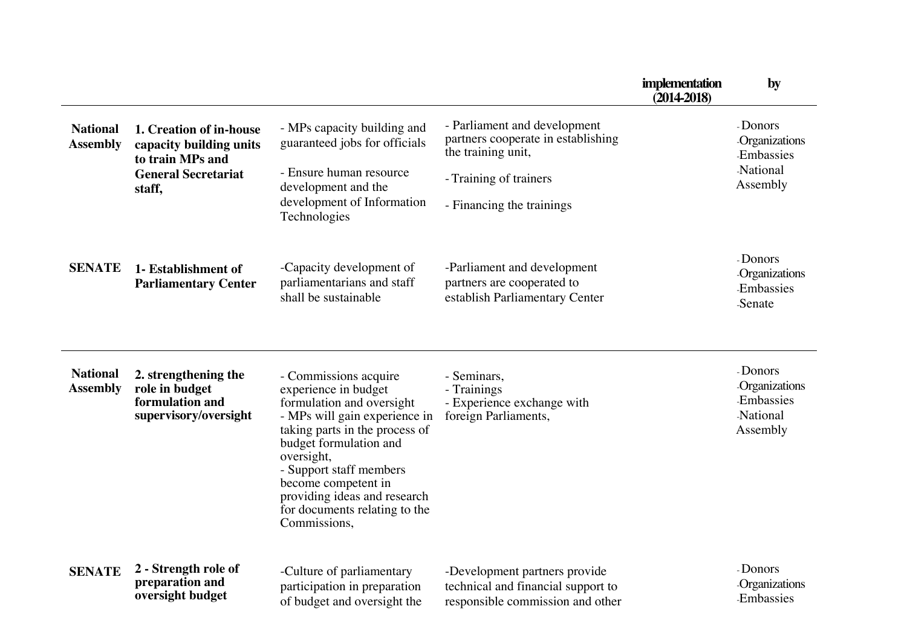| | | | | implementation (2014-2018) | by |
|---|---|---|---|---|---|
| **National Assembly** | **1. Creation of in-house capacity building units to train MPs and General Secretariat staff,** | - MPs capacity building and guaranteed jobs for officials<br>- Ensure human resource development and the development of Information Technologies | - Parliament and development partners cooperate in establishing the training unit,<br>- Training of trainers<br>- Financing the trainings | | - Donors<br>-Organizations<br>-Embassies<br>-National Assembly |
| **SENATE** | **1- Establishment of Parliamentary Center** | -Capacity development of parliamentarians and staff shall be sustainable | -Parliament and development partners are cooperated to establish Parliamentary Center | | - Donors<br>-Organizations<br>-Embassies<br>-Senate |
| **National Assembly** | **2. strengthening the role in budget formulation and supervisory/oversight** | - Commissions acquire experience in budget formulation and oversight<br>- MPs will gain experience in taking parts in the process of budget formulation and oversight,<br>- Support staff members become competent in providing ideas and research for documents relating to the Commissions, | - Seminars,<br>- Trainings<br>- Experience exchange with foreign Parliaments, | | - Donors<br>-Organizations<br>-Embassies<br>-National Assembly |
| **SENATE** | **2 - Strength role of preparation and oversight budget** | -Culture of parliamentary participation in preparation of budget and oversight the | -Development partners provide technical and financial support to responsible commission and other | | - Donors<br>-Organizations<br>-Embassies |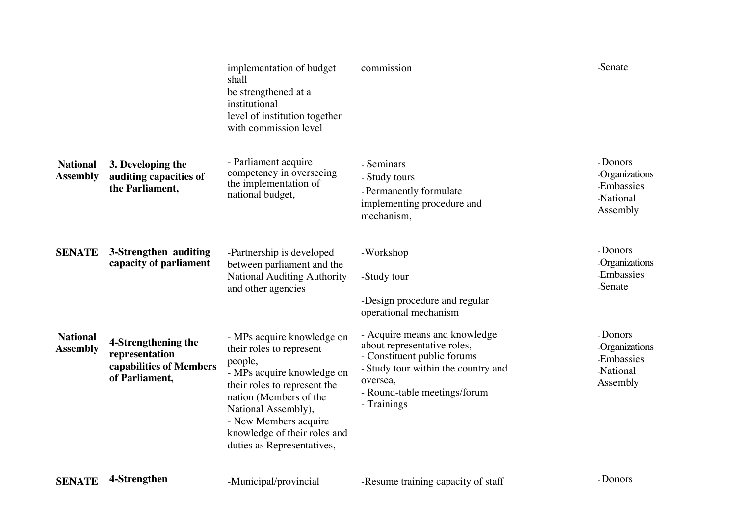| | | | | |
|---|---|---|---|---|
| | | implementation of budget shall be strengthened at a institutional level of institution together with commission level | commission | -Senate |
| **National Assembly** | **3. Developing the auditing capacities of the Parliament,** | - Parliament acquire competency in overseeing the implementation of national budget, | - Seminars<br>- Study tours<br>- Permanently formulate implementing procedure and mechanism, | - Donors<br>-Organizations<br>-Embassies<br>-National Assembly |
| **SENATE** | **3-Strengthen auditing capacity of parliament** | -Partnership is developed between parliament and the National Auditing Authority and other agencies | -Workshop<br>-Study tour<br>-Design procedure and regular operational mechanism | - Donors<br>-Organizations<br>-Embassies<br>-Senate |
| **National Assembly** | **4-Strengthening the representation capabilities of Members of Parliament,** | - MPs acquire knowledge on their roles to represent people,<br>- MPs acquire knowledge on their roles to represent the nation (Members of the National Assembly),<br>- New Members acquire knowledge of their roles and duties as Representatives, | - Acquire means and knowledge about representative roles,<br>- Constituent public forums<br>- Study tour within the country and oversea,<br>- Round-table meetings/forum<br>- Trainings | - Donors<br>-Organizations<br>-Embassies<br>-National Assembly |
| **SENATE** | **4-Strengthen** | -Municipal/provincial | -Resume training capacity of staff | - Donors |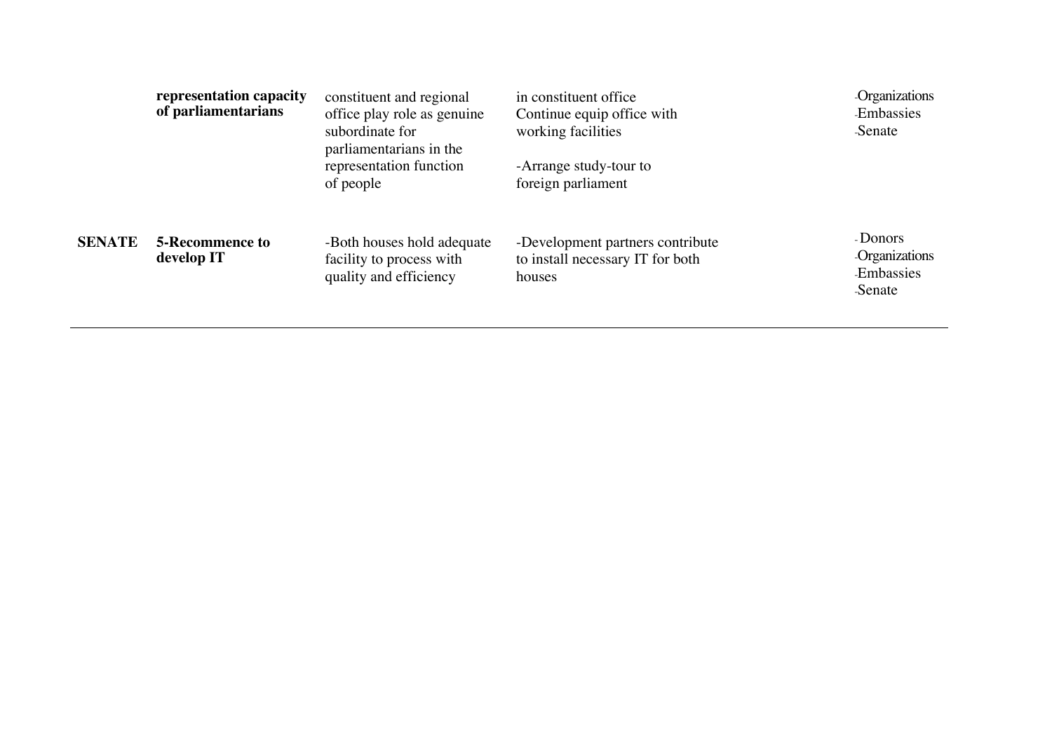| | | | | |
|---|---|---|---|---|
| | **representation capacity of parliamentarians** | constituent and regional office play role as genuine subordinate for parliamentarians in the representation function of people | in constituent office Continue equip office with working facilities<br><br>-Arrange study-tour to foreign parliament | -Organizations<br>-Embassies<br>-Senate |
| **SENATE** | **5-Recommence to develop IT** | -Both houses hold adequate facility to process with quality and efficiency | -Development partners contribute to install necessary IT for both houses | - Donors<br>-Organizations<br>-Embassies<br>-Senate |